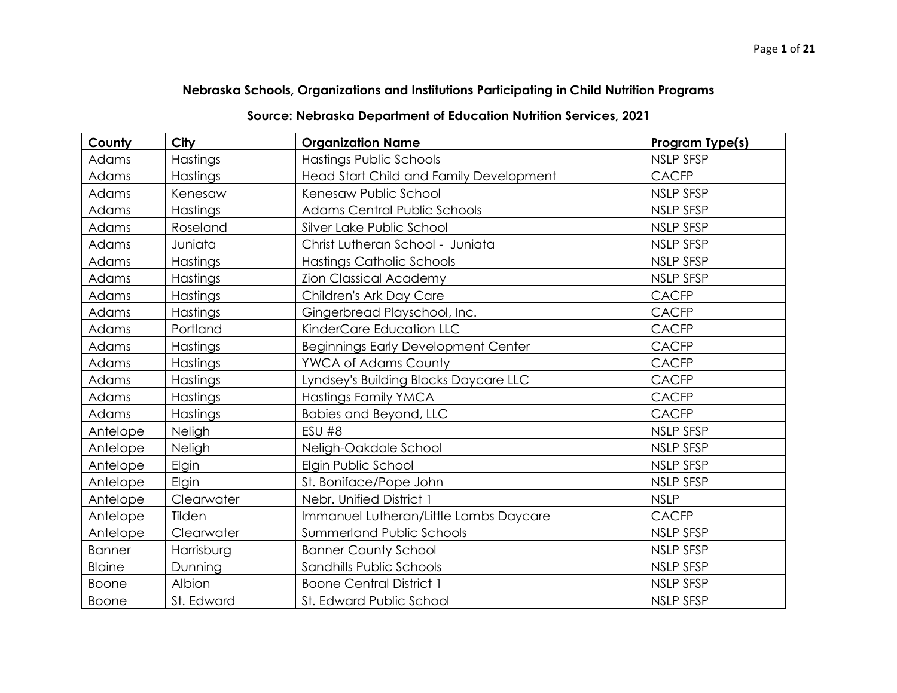**Nebraska Schools, Organizations and Institutions Participating in Child Nutrition Programs**

**Source: Nebraska Department of Education Nutrition Services, 2021**

| County | City | Organization Name | Program Type(s) |
|---|---|---|---|
| Adams | Hastings | Hastings Public Schools | NSLP SFSP |
| Adams | Hastings | Head Start Child and Family Development | CACFP |
| Adams | Kenesaw | Kenesaw Public School | NSLP SFSP |
| Adams | Hastings | Adams Central Public Schools | NSLP SFSP |
| Adams | Roseland | Silver Lake Public School | NSLP SFSP |
| Adams | Juniata | Christ Lutheran School - Juniata | NSLP SFSP |
| Adams | Hastings | Hastings Catholic Schools | NSLP SFSP |
| Adams | Hastings | Zion Classical Academy | NSLP SFSP |
| Adams | Hastings | Children's Ark Day Care | CACFP |
| Adams | Hastings | Gingerbread Playschool, Inc. | CACFP |
| Adams | Portland | KinderCare Education LLC | CACFP |
| Adams | Hastings | Beginnings Early Development Center | CACFP |
| Adams | Hastings | YWCA of Adams County | CACFP |
| Adams | Hastings | Lyndsey's Building Blocks Daycare LLC | CACFP |
| Adams | Hastings | Hastings Family YMCA | CACFP |
| Adams | Hastings | Babies and Beyond, LLC | CACFP |
| Antelope | Neligh | ESU #8 | NSLP SFSP |
| Antelope | Neligh | Neligh-Oakdale School | NSLP SFSP |
| Antelope | Elgin | Elgin Public School | NSLP SFSP |
| Antelope | Elgin | St. Boniface/Pope John | NSLP SFSP |
| Antelope | Clearwater | Nebr. Unified District 1 | NSLP |
| Antelope | Tilden | Immanuel Lutheran/Little Lambs Daycare | CACFP |
| Antelope | Clearwater | Summerland Public Schools | NSLP SFSP |
| Banner | Harrisburg | Banner County School | NSLP SFSP |
| Blaine | Dunning | Sandhills Public Schools | NSLP SFSP |
| Boone | Albion | Boone Central District 1 | NSLP SFSP |
| Boone | St. Edward | St. Edward Public School | NSLP SFSP |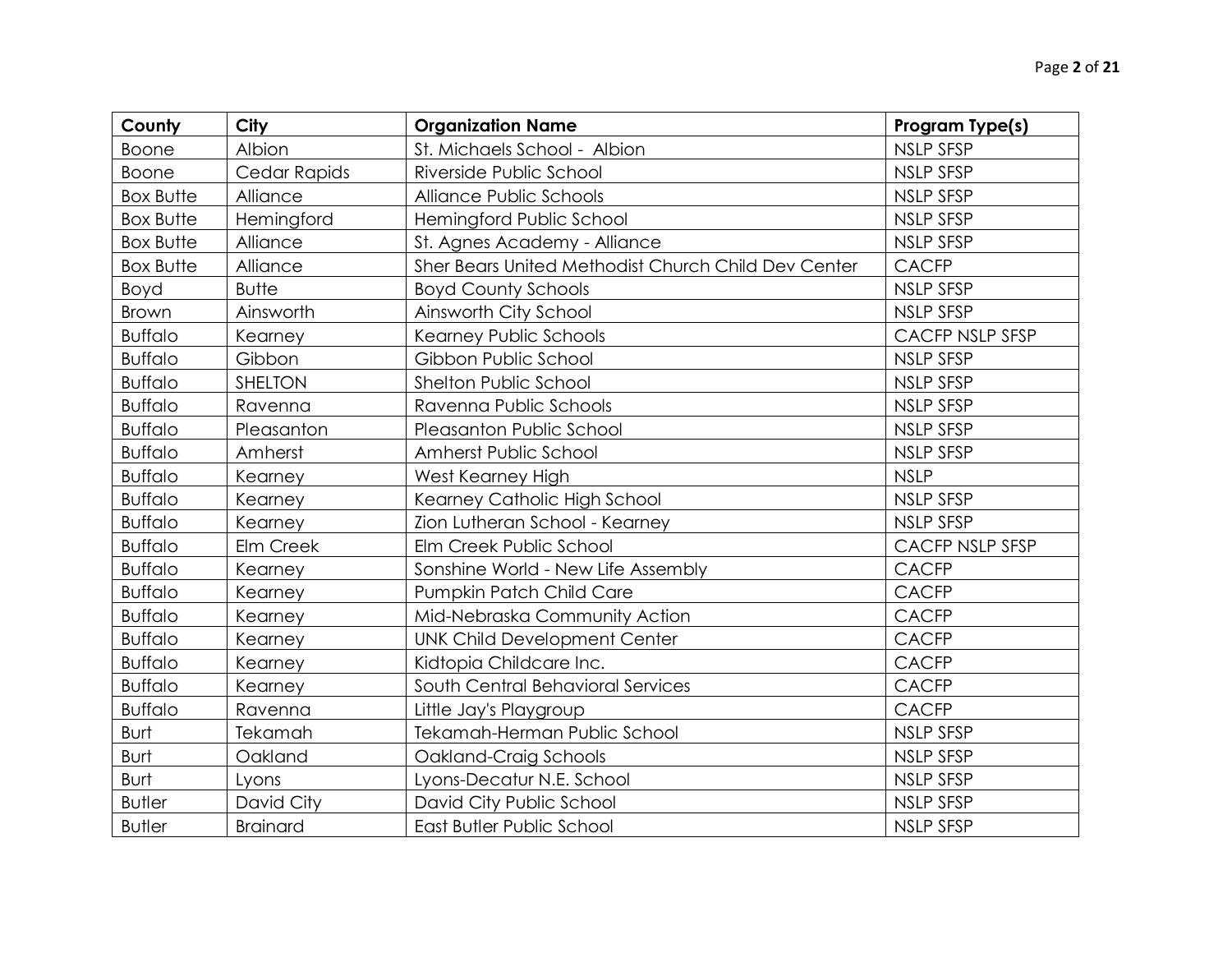| County | City | Organization Name | Program Type(s) |
|---|---|---|---|
| Boone | Albion | St. Michaels School - Albion | NSLP SFSP |
| Boone | Cedar Rapids | Riverside Public School | NSLP SFSP |
| Box Butte | Alliance | Alliance Public Schools | NSLP SFSP |
| Box Butte | Hemingford | Hemingford Public School | NSLP SFSP |
| Box Butte | Alliance | St. Agnes Academy - Alliance | NSLP SFSP |
| Box Butte | Alliance | Sher Bears United Methodist Church Child Dev Center | CACFP |
| Boyd | Butte | Boyd County Schools | NSLP SFSP |
| Brown | Ainsworth | Ainsworth City School | NSLP SFSP |
| Buffalo | Kearney | Kearney Public Schools | CACFP NSLP SFSP |
| Buffalo | Gibbon | Gibbon Public School | NSLP SFSP |
| Buffalo | SHELTON | Shelton Public School | NSLP SFSP |
| Buffalo | Ravenna | Ravenna Public Schools | NSLP SFSP |
| Buffalo | Pleasanton | Pleasanton Public School | NSLP SFSP |
| Buffalo | Amherst | Amherst Public School | NSLP SFSP |
| Buffalo | Kearney | West Kearney High | NSLP |
| Buffalo | Kearney | Kearney Catholic High School | NSLP SFSP |
| Buffalo | Kearney | Zion Lutheran School - Kearney | NSLP SFSP |
| Buffalo | Elm Creek | Elm Creek Public School | CACFP NSLP SFSP |
| Buffalo | Kearney | Sonshine World - New Life Assembly | CACFP |
| Buffalo | Kearney | Pumpkin Patch Child Care | CACFP |
| Buffalo | Kearney | Mid-Nebraska Community Action | CACFP |
| Buffalo | Kearney | UNK Child Development Center | CACFP |
| Buffalo | Kearney | Kidtopia Childcare Inc. | CACFP |
| Buffalo | Kearney | South Central Behavioral Services | CACFP |
| Buffalo | Ravenna | Little Jay's Playgroup | CACFP |
| Burt | Tekamah | Tekamah-Herman Public School | NSLP SFSP |
| Burt | Oakland | Oakland-Craig Schools | NSLP SFSP |
| Burt | Lyons | Lyons-Decatur N.E. School | NSLP SFSP |
| Butler | David City | David City Public School | NSLP SFSP |
| Butler | Brainard | East Butler Public School | NSLP SFSP |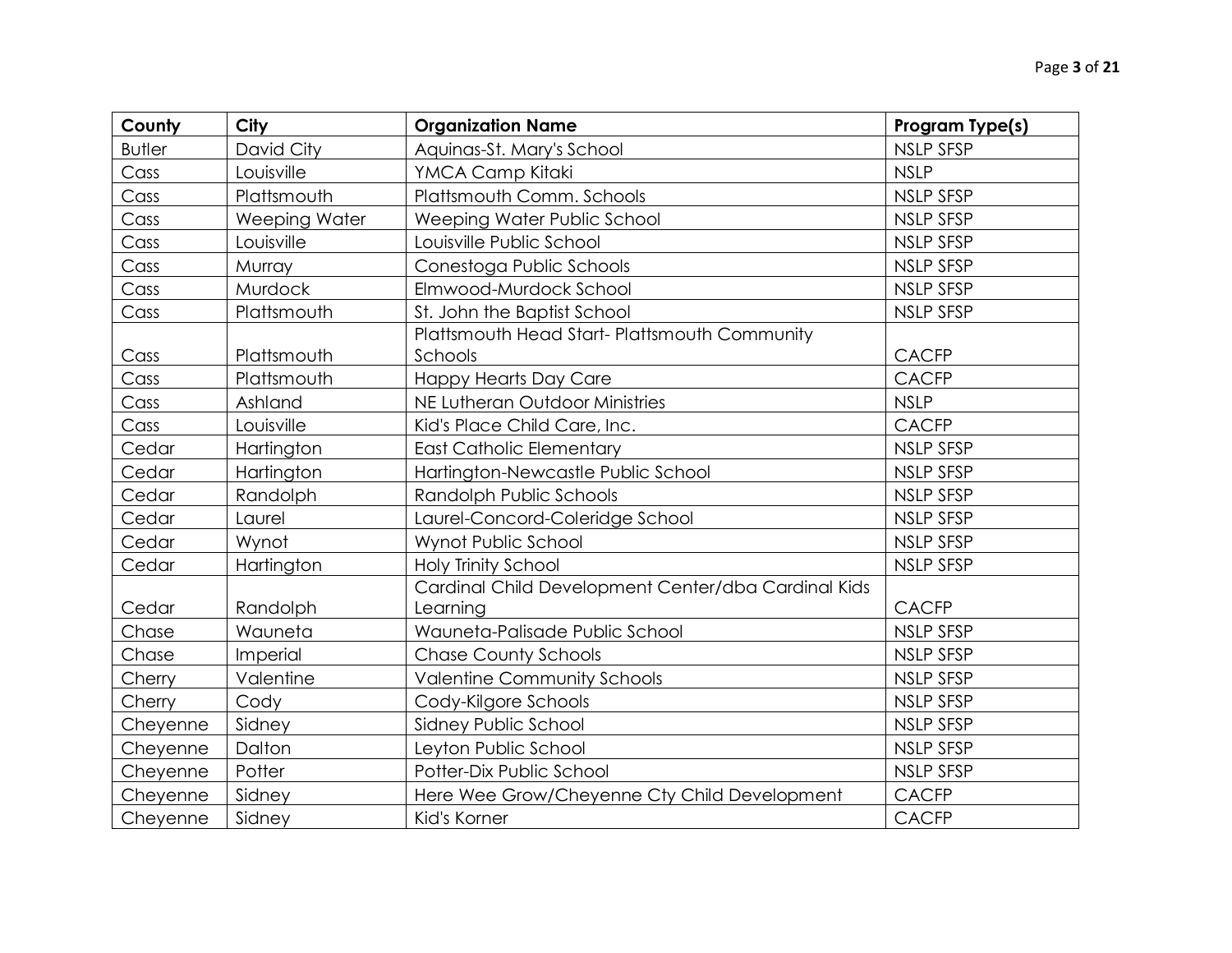| County | City | Organization Name | Program Type(s) |
|---|---|---|---|
| Butler | David City | Aquinas-St. Mary's School | NSLP SFSP |
| Cass | Louisville | YMCA Camp Kitaki | NSLP |
| Cass | Plattsmouth | Plattsmouth Comm. Schools | NSLP SFSP |
| Cass | Weeping Water | Weeping Water Public School | NSLP SFSP |
| Cass | Louisville | Louisville Public School | NSLP SFSP |
| Cass | Murray | Conestoga Public Schools | NSLP SFSP |
| Cass | Murdock | Elmwood-Murdock School | NSLP SFSP |
| Cass | Plattsmouth | St. John the Baptist School | NSLP SFSP |
| Cass | Plattsmouth | Plattsmouth Head Start- Plattsmouth Community Schools | CACFP |
| Cass | Plattsmouth | Happy Hearts Day Care | CACFP |
| Cass | Ashland | NE Lutheran Outdoor Ministries | NSLP |
| Cass | Louisville | Kid's Place Child Care, Inc. | CACFP |
| Cedar | Hartington | East Catholic Elementary | NSLP SFSP |
| Cedar | Hartington | Hartington-Newcastle Public School | NSLP SFSP |
| Cedar | Randolph | Randolph Public Schools | NSLP SFSP |
| Cedar | Laurel | Laurel-Concord-Coleridge School | NSLP SFSP |
| Cedar | Wynot | Wynot Public School | NSLP SFSP |
| Cedar | Hartington | Holy Trinity School | NSLP SFSP |
| Cedar | Randolph | Cardinal Child Development Center/dba Cardinal Kids Learning | CACFP |
| Chase | Wauneta | Wauneta-Palisade Public School | NSLP SFSP |
| Chase | Imperial | Chase County Schools | NSLP SFSP |
| Cherry | Valentine | Valentine Community Schools | NSLP SFSP |
| Cherry | Cody | Cody-Kilgore Schools | NSLP SFSP |
| Cheyenne | Sidney | Sidney Public School | NSLP SFSP |
| Cheyenne | Dalton | Leyton Public School | NSLP SFSP |
| Cheyenne | Potter | Potter-Dix Public School | NSLP SFSP |
| Cheyenne | Sidney | Here Wee Grow/Cheyenne Cty Child Development | CACFP |
| Cheyenne | Sidney | Kid's Korner | CACFP |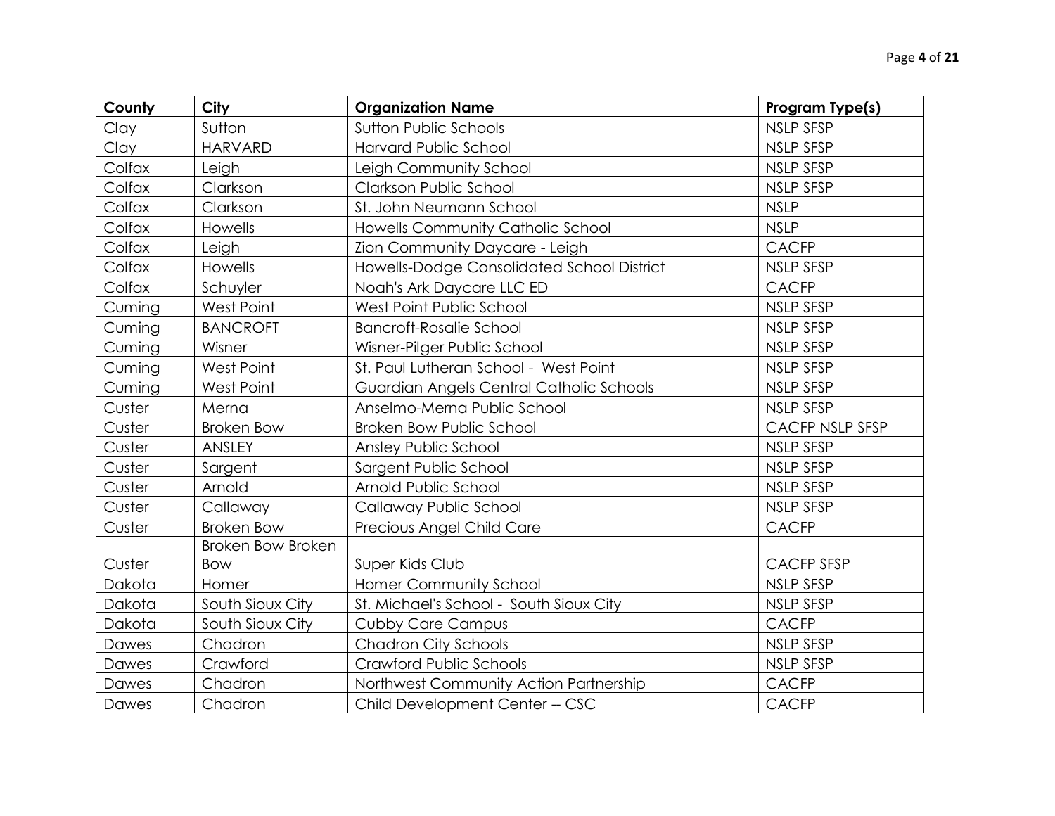| County | City | Organization Name | Program Type(s) |
| --- | --- | --- | --- |
| Clay | Sutton | Sutton Public Schools | NSLP SFSP |
| Clay | HARVARD | Harvard Public School | NSLP SFSP |
| Colfax | Leigh | Leigh Community School | NSLP SFSP |
| Colfax | Clarkson | Clarkson Public School | NSLP SFSP |
| Colfax | Clarkson | St. John Neumann School | NSLP |
| Colfax | Howells | Howells Community Catholic School | NSLP |
| Colfax | Leigh | Zion Community Daycare - Leigh | CACFP |
| Colfax | Howells | Howells-Dodge Consolidated School District | NSLP SFSP |
| Colfax | Schuyler | Noah's Ark Daycare LLC ED | CACFP |
| Cuming | West Point | West Point Public School | NSLP SFSP |
| Cuming | BANCROFT | Bancroft-Rosalie School | NSLP SFSP |
| Cuming | Wisner | Wisner-Pilger Public School | NSLP SFSP |
| Cuming | West Point | St. Paul Lutheran School - West Point | NSLP SFSP |
| Cuming | West Point | Guardian Angels Central Catholic Schools | NSLP SFSP |
| Custer | Merna | Anselmo-Merna Public School | NSLP SFSP |
| Custer | Broken Bow | Broken Bow Public School | CACFP NSLP SFSP |
| Custer | ANSLEY | Ansley Public School | NSLP SFSP |
| Custer | Sargent | Sargent Public School | NSLP SFSP |
| Custer | Arnold | Arnold Public School | NSLP SFSP |
| Custer | Callaway | Callaway Public School | NSLP SFSP |
| Custer | Broken Bow | Precious Angel Child Care | CACFP |
| Custer | Broken Bow Broken Bow | Super Kids Club | CACFP SFSP |
| Dakota | Homer | Homer Community School | NSLP SFSP |
| Dakota | South Sioux City | St. Michael's School - South Sioux City | NSLP SFSP |
| Dakota | South Sioux City | Cubby Care Campus | CACFP |
| Dawes | Chadron | Chadron City Schools | NSLP SFSP |
| Dawes | Crawford | Crawford Public Schools | NSLP SFSP |
| Dawes | Chadron | Northwest Community Action Partnership | CACFP |
| Dawes | Chadron | Child Development Center -- CSC | CACFP |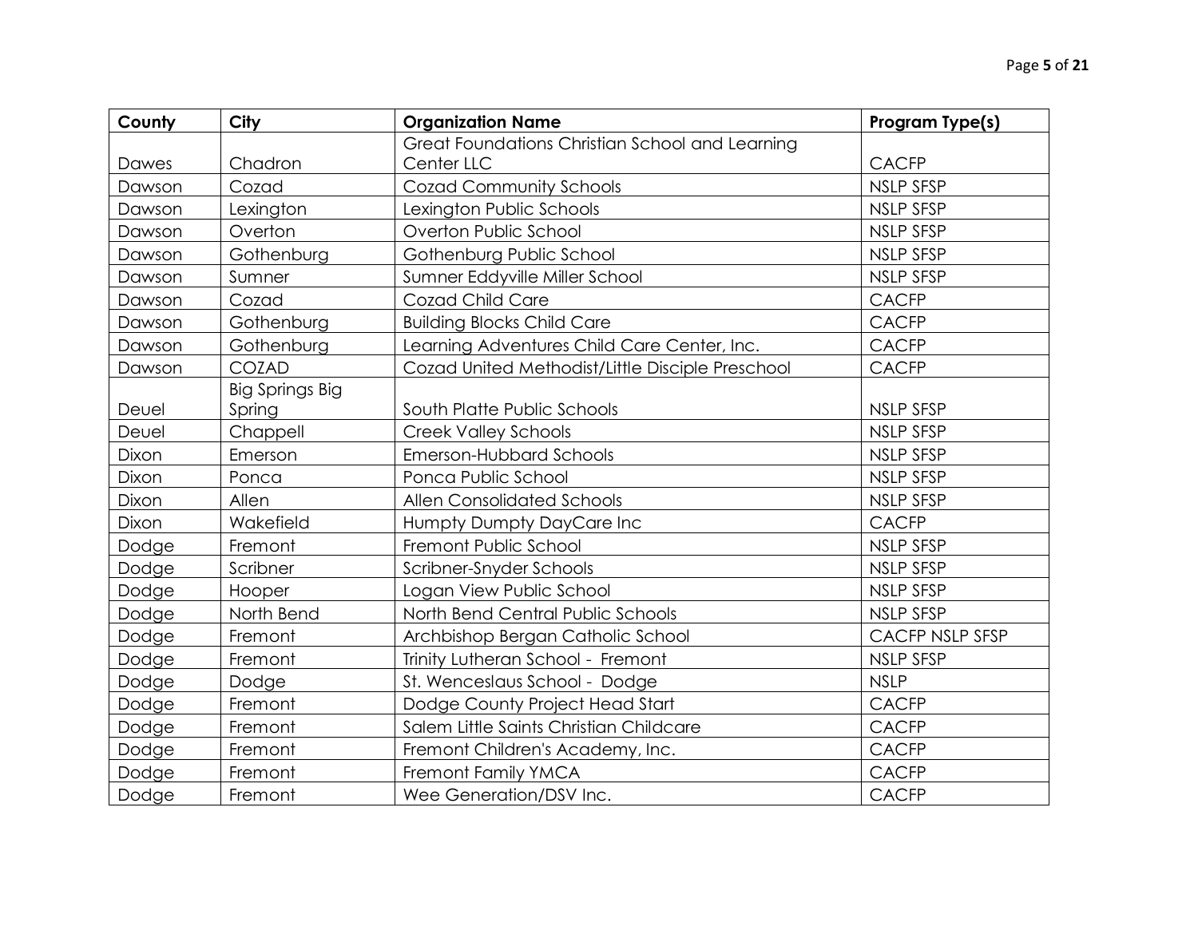| County | City | Organization Name | Program Type(s) |
| --- | --- | --- | --- |
| Dawes | Chadron | Great Foundations Christian School and Learning Center LLC | CACFP |
| Dawson | Cozad | Cozad Community Schools | NSLP SFSP |
| Dawson | Lexington | Lexington Public Schools | NSLP SFSP |
| Dawson | Overton | Overton Public School | NSLP SFSP |
| Dawson | Gothenburg | Gothenburg Public School | NSLP SFSP |
| Dawson | Sumner | Sumner Eddyville Miller School | NSLP SFSP |
| Dawson | Cozad | Cozad Child Care | CACFP |
| Dawson | Gothenburg | Building Blocks Child Care | CACFP |
| Dawson | Gothenburg | Learning Adventures Child Care Center, Inc. | CACFP |
| Dawson | COZAD | Cozad United Methodist/Little Disciple Preschool | CACFP |
| Deuel | Big Springs Big Spring | South Platte Public Schools | NSLP SFSP |
| Deuel | Chappell | Creek Valley Schools | NSLP SFSP |
| Dixon | Emerson | Emerson-Hubbard Schools | NSLP SFSP |
| Dixon | Ponca | Ponca Public School | NSLP SFSP |
| Dixon | Allen | Allen Consolidated Schools | NSLP SFSP |
| Dixon | Wakefield | Humpty Dumpty DayCare Inc | CACFP |
| Dodge | Fremont | Fremont Public School | NSLP SFSP |
| Dodge | Scribner | Scribner-Snyder Schools | NSLP SFSP |
| Dodge | Hooper | Logan View Public School | NSLP SFSP |
| Dodge | North Bend | North Bend Central Public Schools | NSLP SFSP |
| Dodge | Fremont | Archbishop Bergan Catholic School | CACFP NSLP SFSP |
| Dodge | Fremont | Trinity Lutheran School - Fremont | NSLP SFSP |
| Dodge | Dodge | St. Wenceslaus School - Dodge | NSLP |
| Dodge | Fremont | Dodge County Project Head Start | CACFP |
| Dodge | Fremont | Salem Little Saints Christian Childcare | CACFP |
| Dodge | Fremont | Fremont Children's Academy, Inc. | CACFP |
| Dodge | Fremont | Fremont Family YMCA | CACFP |
| Dodge | Fremont | Wee Generation/DSV Inc. | CACFP |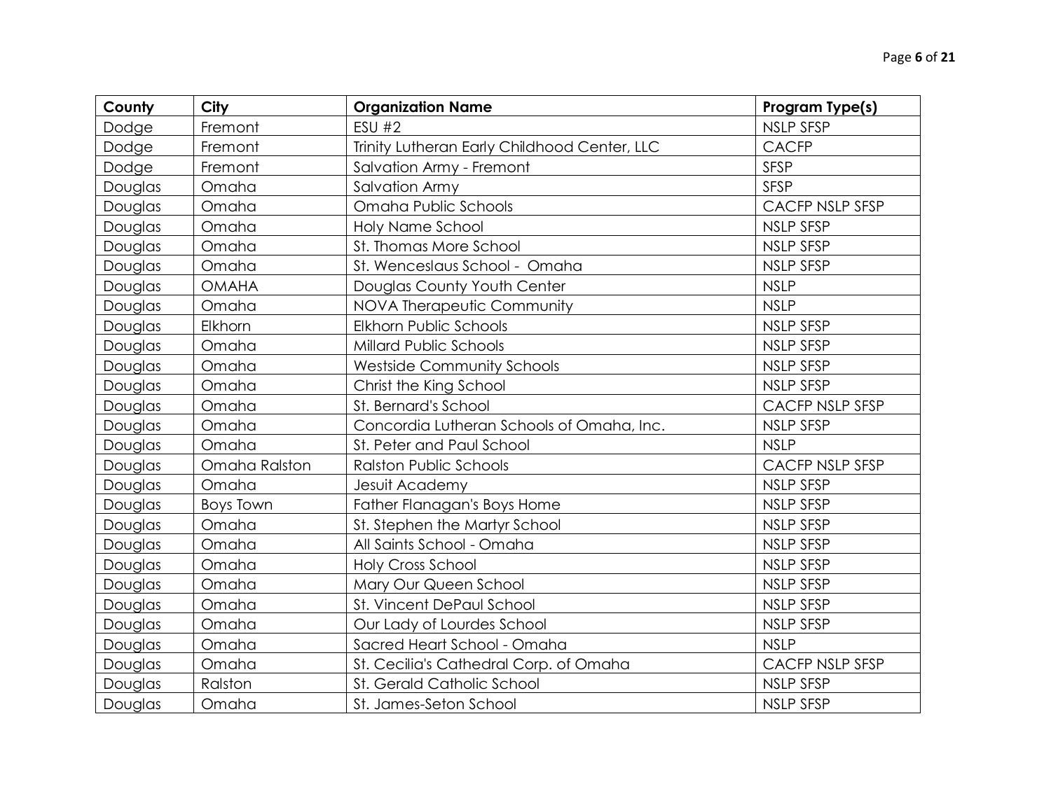| County | City | Organization Name | Program Type(s) |
|---|---|---|---|
| Dodge | Fremont | ESU #2 | NSLP SFSP |
| Dodge | Fremont | Trinity Lutheran Early Childhood Center, LLC | CACFP |
| Dodge | Fremont | Salvation Army - Fremont | SFSP |
| Douglas | Omaha | Salvation Army | SFSP |
| Douglas | Omaha | Omaha Public Schools | CACFP NSLP SFSP |
| Douglas | Omaha | Holy Name School | NSLP SFSP |
| Douglas | Omaha | St. Thomas More School | NSLP SFSP |
| Douglas | Omaha | St. Wenceslaus School - Omaha | NSLP SFSP |
| Douglas | OMAHA | Douglas County Youth Center | NSLP |
| Douglas | Omaha | NOVA Therapeutic Community | NSLP |
| Douglas | Elkhorn | Elkhorn Public Schools | NSLP SFSP |
| Douglas | Omaha | Millard Public Schools | NSLP SFSP |
| Douglas | Omaha | Westside Community Schools | NSLP SFSP |
| Douglas | Omaha | Christ the King School | NSLP SFSP |
| Douglas | Omaha | St. Bernard's School | CACFP NSLP SFSP |
| Douglas | Omaha | Concordia Lutheran Schools of Omaha, Inc. | NSLP SFSP |
| Douglas | Omaha | St. Peter and Paul School | NSLP |
| Douglas | Omaha Ralston | Ralston Public Schools | CACFP NSLP SFSP |
| Douglas | Omaha | Jesuit Academy | NSLP SFSP |
| Douglas | Boys Town | Father Flanagan's Boys Home | NSLP SFSP |
| Douglas | Omaha | St. Stephen the Martyr School | NSLP SFSP |
| Douglas | Omaha | All Saints School - Omaha | NSLP SFSP |
| Douglas | Omaha | Holy Cross School | NSLP SFSP |
| Douglas | Omaha | Mary Our Queen School | NSLP SFSP |
| Douglas | Omaha | St. Vincent DePaul School | NSLP SFSP |
| Douglas | Omaha | Our Lady of Lourdes School | NSLP SFSP |
| Douglas | Omaha | Sacred Heart School - Omaha | NSLP |
| Douglas | Omaha | St. Cecilia's Cathedral Corp. of Omaha | CACFP NSLP SFSP |
| Douglas | Ralston | St. Gerald Catholic School | NSLP SFSP |
| Douglas | Omaha | St. James-Seton School | NSLP SFSP |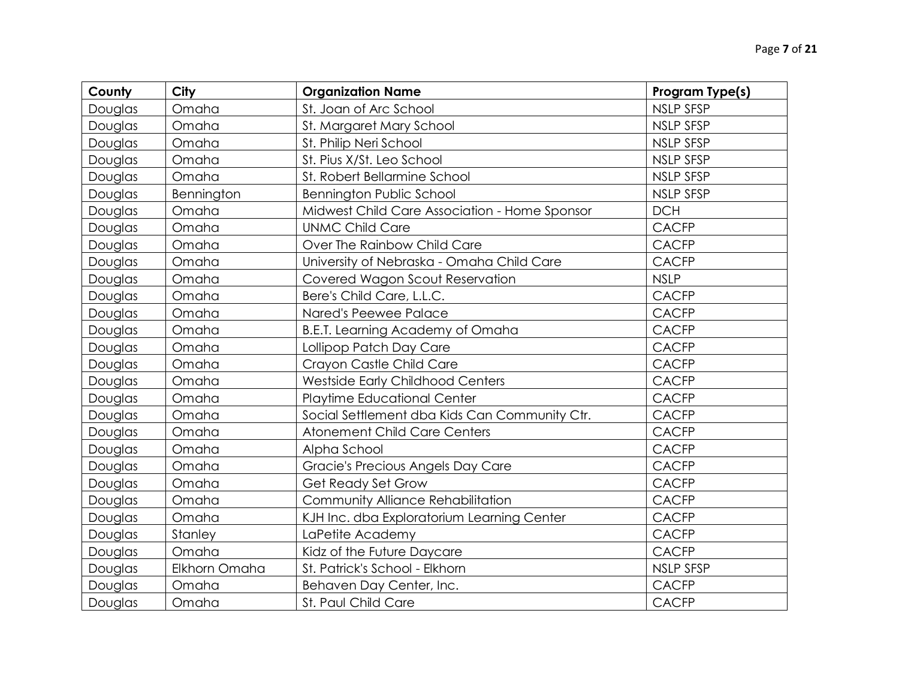| County | City | Organization Name | Program Type(s) |
|---|---|---|---|
| Douglas | Omaha | St. Joan of Arc School | NSLP SFSP |
| Douglas | Omaha | St. Margaret Mary School | NSLP SFSP |
| Douglas | Omaha | St. Philip Neri School | NSLP SFSP |
| Douglas | Omaha | St. Pius X/St. Leo School | NSLP SFSP |
| Douglas | Omaha | St. Robert Bellarmine School | NSLP SFSP |
| Douglas | Bennington | Bennington Public School | NSLP SFSP |
| Douglas | Omaha | Midwest Child Care Association - Home Sponsor | DCH |
| Douglas | Omaha | UNMC Child Care | CACFP |
| Douglas | Omaha | Over The Rainbow Child Care | CACFP |
| Douglas | Omaha | University of Nebraska - Omaha Child Care | CACFP |
| Douglas | Omaha | Covered Wagon Scout Reservation | NSLP |
| Douglas | Omaha | Bere's Child Care, L.L.C. | CACFP |
| Douglas | Omaha | Nared's Peewee Palace | CACFP |
| Douglas | Omaha | B.E.T. Learning Academy of Omaha | CACFP |
| Douglas | Omaha | Lollipop Patch Day Care | CACFP |
| Douglas | Omaha | Crayon Castle Child Care | CACFP |
| Douglas | Omaha | Westside Early Childhood Centers | CACFP |
| Douglas | Omaha | Playtime Educational Center | CACFP |
| Douglas | Omaha | Social Settlement dba Kids Can Community Ctr. | CACFP |
| Douglas | Omaha | Atonement Child Care Centers | CACFP |
| Douglas | Omaha | Alpha School | CACFP |
| Douglas | Omaha | Gracie's Precious Angels Day Care | CACFP |
| Douglas | Omaha | Get Ready Set Grow | CACFP |
| Douglas | Omaha | Community Alliance Rehabilitation | CACFP |
| Douglas | Omaha | KJH Inc. dba Exploratorium Learning Center | CACFP |
| Douglas | Stanley | LaPetite Academy | CACFP |
| Douglas | Omaha | Kidz of the Future Daycare | CACFP |
| Douglas | Elkhorn Omaha | St. Patrick's School - Elkhorn | NSLP SFSP |
| Douglas | Omaha | Behaven Day Center, Inc. | CACFP |
| Douglas | Omaha | St. Paul Child Care | CACFP |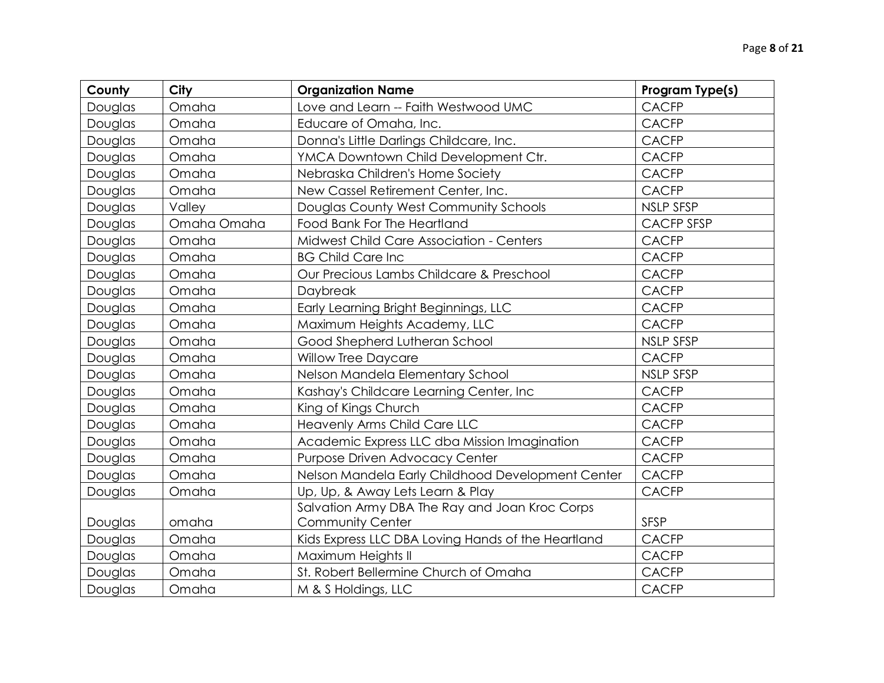| County | City | Organization Name | Program Type(s) |
| --- | --- | --- | --- |
| Douglas | Omaha | Love and Learn -- Faith Westwood UMC | CACFP |
| Douglas | Omaha | Educare of Omaha, Inc. | CACFP |
| Douglas | Omaha | Donna's Little Darlings Childcare, Inc. | CACFP |
| Douglas | Omaha | YMCA Downtown Child Development Ctr. | CACFP |
| Douglas | Omaha | Nebraska Children's Home Society | CACFP |
| Douglas | Omaha | New Cassel Retirement Center, Inc. | CACFP |
| Douglas | Valley | Douglas County West Community Schools | NSLP SFSP |
| Douglas | Omaha Omaha | Food Bank For The Heartland | CACFP SFSP |
| Douglas | Omaha | Midwest Child Care Association - Centers | CACFP |
| Douglas | Omaha | BG Child Care Inc | CACFP |
| Douglas | Omaha | Our Precious Lambs Childcare & Preschool | CACFP |
| Douglas | Omaha | Daybreak | CACFP |
| Douglas | Omaha | Early Learning Bright Beginnings, LLC | CACFP |
| Douglas | Omaha | Maximum Heights Academy, LLC | CACFP |
| Douglas | Omaha | Good Shepherd Lutheran School | NSLP SFSP |
| Douglas | Omaha | Willow Tree Daycare | CACFP |
| Douglas | Omaha | Nelson Mandela Elementary School | NSLP SFSP |
| Douglas | Omaha | Kashay's Childcare Learning Center, Inc | CACFP |
| Douglas | Omaha | King of Kings Church | CACFP |
| Douglas | Omaha | Heavenly Arms Child Care LLC | CACFP |
| Douglas | Omaha | Academic Express LLC dba Mission Imagination | CACFP |
| Douglas | Omaha | Purpose Driven Advocacy Center | CACFP |
| Douglas | Omaha | Nelson Mandela Early Childhood Development Center | CACFP |
| Douglas | Omaha | Up, Up, & Away Lets Learn & Play | CACFP |
| Douglas | omaha | Salvation Army DBA The Ray and Joan Kroc Corps Community Center | SFSP |
| Douglas | Omaha | Kids Express LLC DBA Loving Hands of the Heartland | CACFP |
| Douglas | Omaha | Maximum Heights II | CACFP |
| Douglas | Omaha | St. Robert Bellermine Church of Omaha | CACFP |
| Douglas | Omaha | M & S Holdings, LLC | CACFP |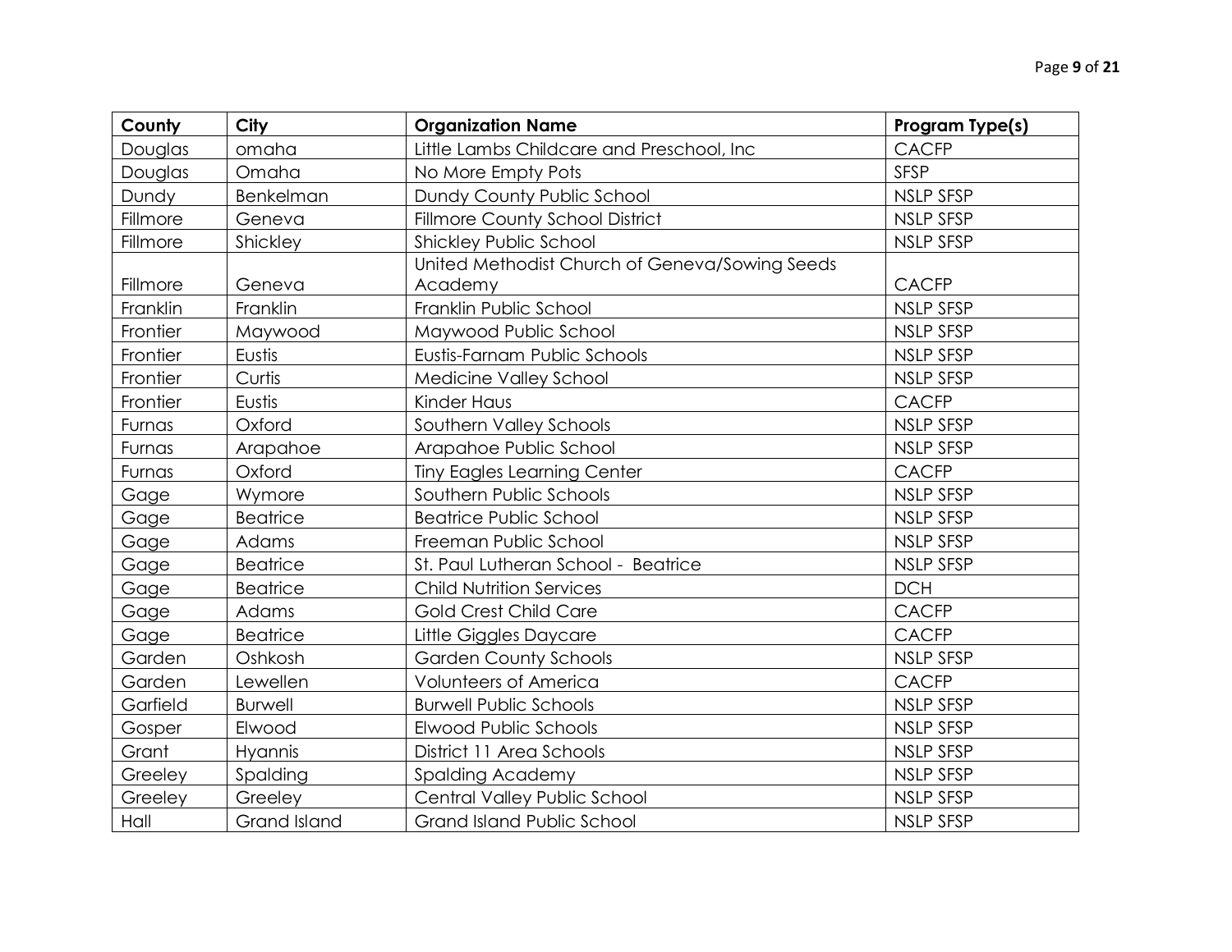| County | City | Organization Name | Program Type(s) |
|---|---|---|---|
| Douglas | omaha | Little Lambs Childcare and Preschool, Inc | CACFP |
| Douglas | Omaha | No More Empty Pots | SFSP |
| Dundy | Benkelman | Dundy County Public School | NSLP SFSP |
| Fillmore | Geneva | Fillmore County School District | NSLP SFSP |
| Fillmore | Shickley | Shickley Public School | NSLP SFSP |
| Fillmore | Geneva | United Methodist Church of Geneva/Sowing Seeds Academy | CACFP |
| Franklin | Franklin | Franklin Public School | NSLP SFSP |
| Frontier | Maywood | Maywood Public School | NSLP SFSP |
| Frontier | Eustis | Eustis-Farnam Public Schools | NSLP SFSP |
| Frontier | Curtis | Medicine Valley School | NSLP SFSP |
| Frontier | Eustis | Kinder Haus | CACFP |
| Furnas | Oxford | Southern Valley Schools | NSLP SFSP |
| Furnas | Arapahoe | Arapahoe Public School | NSLP SFSP |
| Furnas | Oxford | Tiny Eagles Learning Center | CACFP |
| Gage | Wymore | Southern Public Schools | NSLP SFSP |
| Gage | Beatrice | Beatrice Public School | NSLP SFSP |
| Gage | Adams | Freeman Public School | NSLP SFSP |
| Gage | Beatrice | St. Paul Lutheran School - Beatrice | NSLP SFSP |
| Gage | Beatrice | Child Nutrition Services | DCH |
| Gage | Adams | Gold Crest Child Care | CACFP |
| Gage | Beatrice | Little Giggles Daycare | CACFP |
| Garden | Oshkosh | Garden County Schools | NSLP SFSP |
| Garden | Lewellen | Volunteers of America | CACFP |
| Garfield | Burwell | Burwell Public Schools | NSLP SFSP |
| Gosper | Elwood | Elwood Public Schools | NSLP SFSP |
| Grant | Hyannis | District 11 Area Schools | NSLP SFSP |
| Greeley | Spalding | Spalding Academy | NSLP SFSP |
| Greeley | Greeley | Central Valley Public School | NSLP SFSP |
| Hall | Grand Island | Grand Island Public School | NSLP SFSP |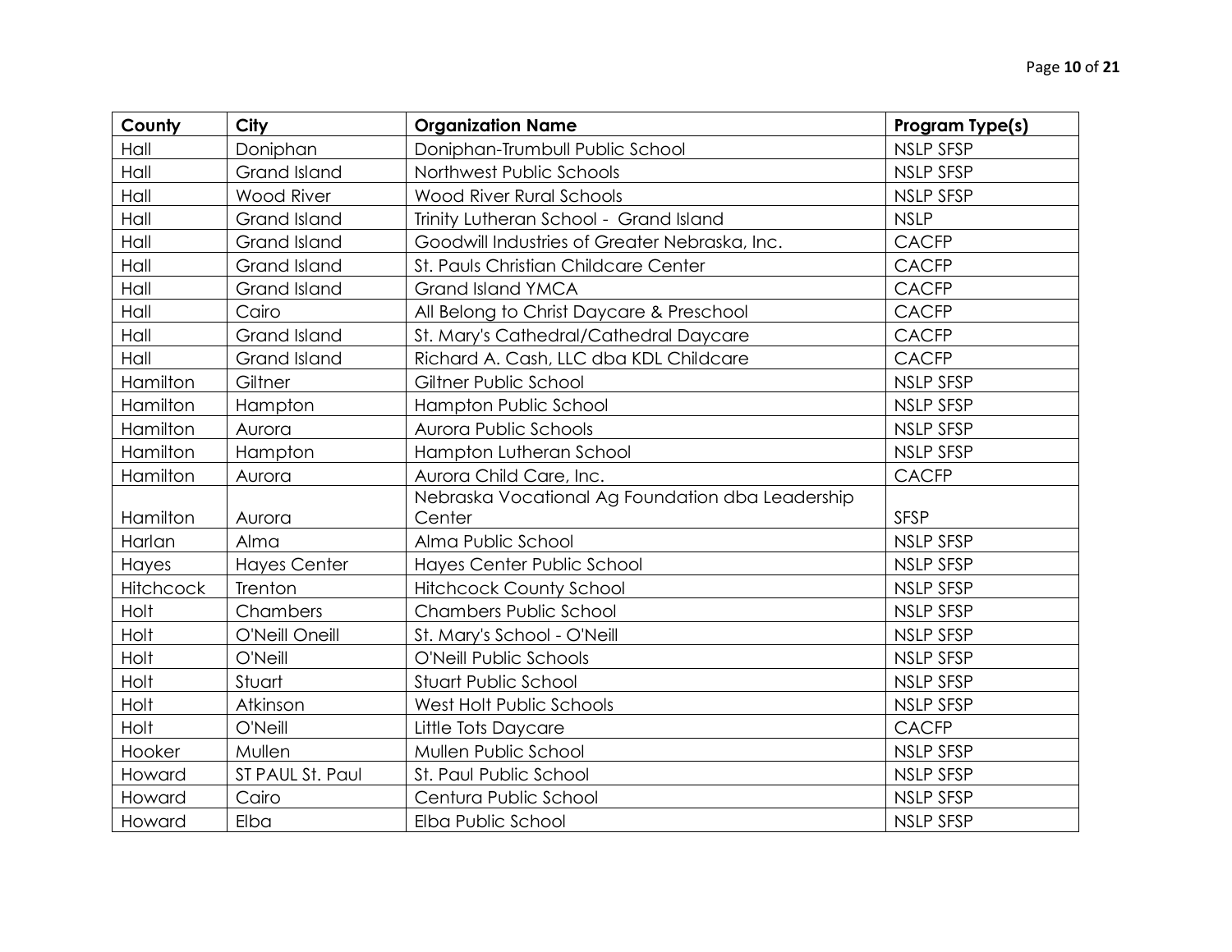| County | City | Organization Name | Program Type(s) |
|---|---|---|---|
| Hall | Doniphan | Doniphan-Trumbull Public School | NSLP SFSP |
| Hall | Grand Island | Northwest Public Schools | NSLP SFSP |
| Hall | Wood River | Wood River Rural Schools | NSLP SFSP |
| Hall | Grand Island | Trinity Lutheran School - Grand Island | NSLP |
| Hall | Grand Island | Goodwill Industries of Greater Nebraska, Inc. | CACFP |
| Hall | Grand Island | St. Pauls Christian Childcare Center | CACFP |
| Hall | Grand Island | Grand Island YMCA | CACFP |
| Hall | Cairo | All Belong to Christ Daycare & Preschool | CACFP |
| Hall | Grand Island | St. Mary's Cathedral/Cathedral Daycare | CACFP |
| Hall | Grand Island | Richard A. Cash, LLC dba KDL Childcare | CACFP |
| Hamilton | Giltner | Giltner Public School | NSLP SFSP |
| Hamilton | Hampton | Hampton Public School | NSLP SFSP |
| Hamilton | Aurora | Aurora Public Schools | NSLP SFSP |
| Hamilton | Hampton | Hampton Lutheran School | NSLP SFSP |
| Hamilton | Aurora | Aurora Child Care, Inc. | CACFP |
| Hamilton | Aurora | Nebraska Vocational Ag Foundation dba Leadership Center | SFSP |
| Harlan | Alma | Alma Public School | NSLP SFSP |
| Hayes | Hayes Center | Hayes Center Public School | NSLP SFSP |
| Hitchcock | Trenton | Hitchcock County School | NSLP SFSP |
| Holt | Chambers | Chambers Public School | NSLP SFSP |
| Holt | O'Neill Oneill | St. Mary's School - O'Neill | NSLP SFSP |
| Holt | O'Neill | O'Neill Public Schools | NSLP SFSP |
| Holt | Stuart | Stuart Public School | NSLP SFSP |
| Holt | Atkinson | West Holt Public Schools | NSLP SFSP |
| Holt | O'Neill | Little Tots Daycare | CACFP |
| Hooker | Mullen | Mullen Public School | NSLP SFSP |
| Howard | ST PAUL St. Paul | St. Paul Public School | NSLP SFSP |
| Howard | Cairo | Centura Public School | NSLP SFSP |
| Howard | Elba | Elba Public School | NSLP SFSP |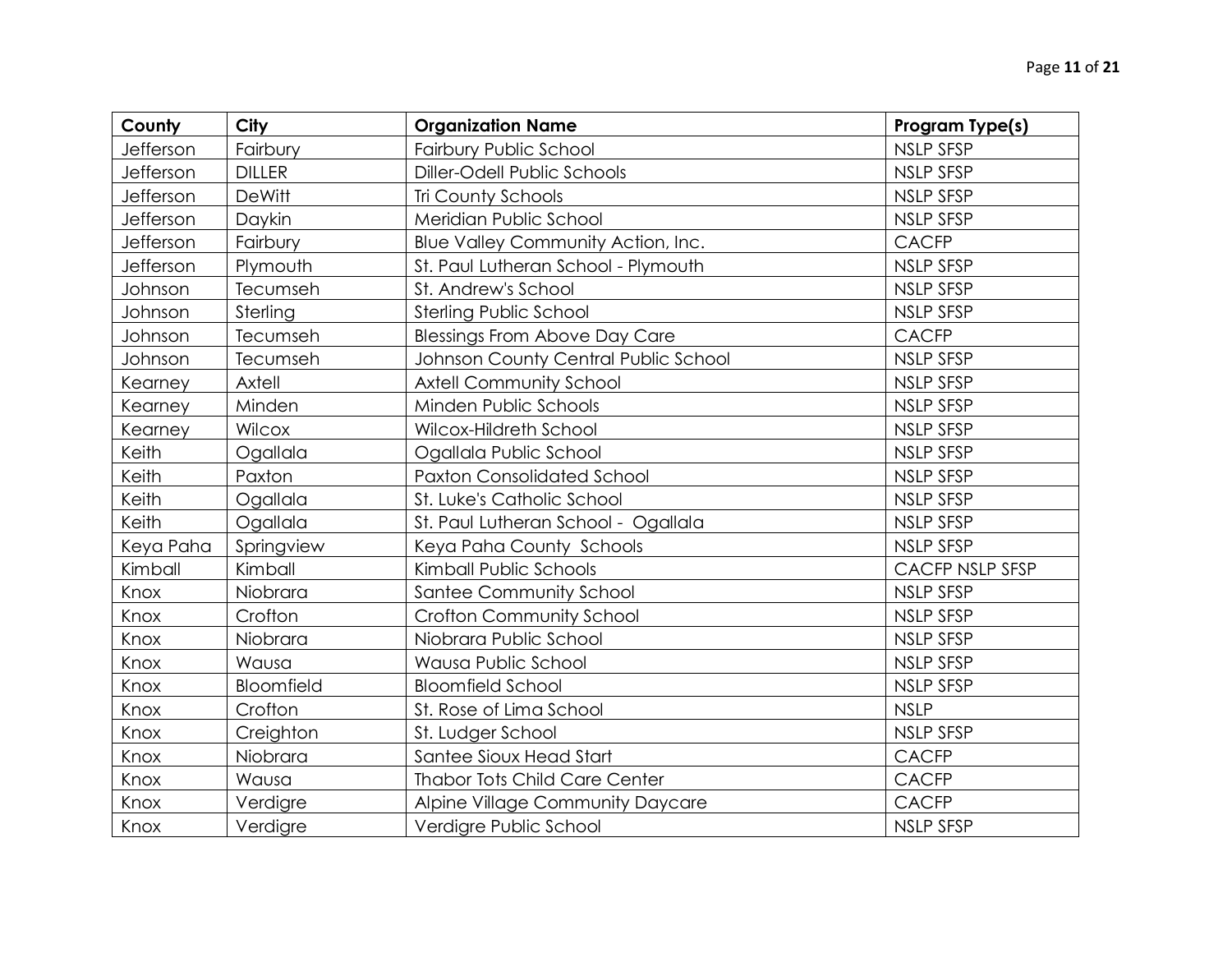| County | City | Organization Name | Program Type(s) |
| --- | --- | --- | --- |
| Jefferson | Fairbury | Fairbury Public School | NSLP SFSP |
| Jefferson | DILLER | Diller-Odell Public Schools | NSLP SFSP |
| Jefferson | DeWitt | Tri County Schools | NSLP SFSP |
| Jefferson | Daykin | Meridian Public School | NSLP SFSP |
| Jefferson | Fairbury | Blue Valley Community Action, Inc. | CACFP |
| Jefferson | Plymouth | St. Paul Lutheran School - Plymouth | NSLP SFSP |
| Johnson | Tecumseh | St. Andrew's School | NSLP SFSP |
| Johnson | Sterling | Sterling Public School | NSLP SFSP |
| Johnson | Tecumseh | Blessings From Above Day Care | CACFP |
| Johnson | Tecumseh | Johnson County Central Public School | NSLP SFSP |
| Kearney | Axtell | Axtell Community School | NSLP SFSP |
| Kearney | Minden | Minden Public Schools | NSLP SFSP |
| Kearney | Wilcox | Wilcox-Hildreth School | NSLP SFSP |
| Keith | Ogallala | Ogallala Public School | NSLP SFSP |
| Keith | Paxton | Paxton Consolidated School | NSLP SFSP |
| Keith | Ogallala | St. Luke's Catholic School | NSLP SFSP |
| Keith | Ogallala | St. Paul Lutheran School - Ogallala | NSLP SFSP |
| Keya Paha | Springview | Keya Paha County Schools | NSLP SFSP |
| Kimball | Kimball | Kimball Public Schools | CACFP NSLP SFSP |
| Knox | Niobrara | Santee Community School | NSLP SFSP |
| Knox | Crofton | Crofton Community School | NSLP SFSP |
| Knox | Niobrara | Niobrara Public School | NSLP SFSP |
| Knox | Wausa | Wausa Public School | NSLP SFSP |
| Knox | Bloomfield | Bloomfield School | NSLP SFSP |
| Knox | Crofton | St. Rose of Lima School | NSLP |
| Knox | Creighton | St. Ludger School | NSLP SFSP |
| Knox | Niobrara | Santee Sioux Head Start | CACFP |
| Knox | Wausa | Thabor Tots Child Care Center | CACFP |
| Knox | Verdigre | Alpine Village Community Daycare | CACFP |
| Knox | Verdigre | Verdigre Public School | NSLP SFSP |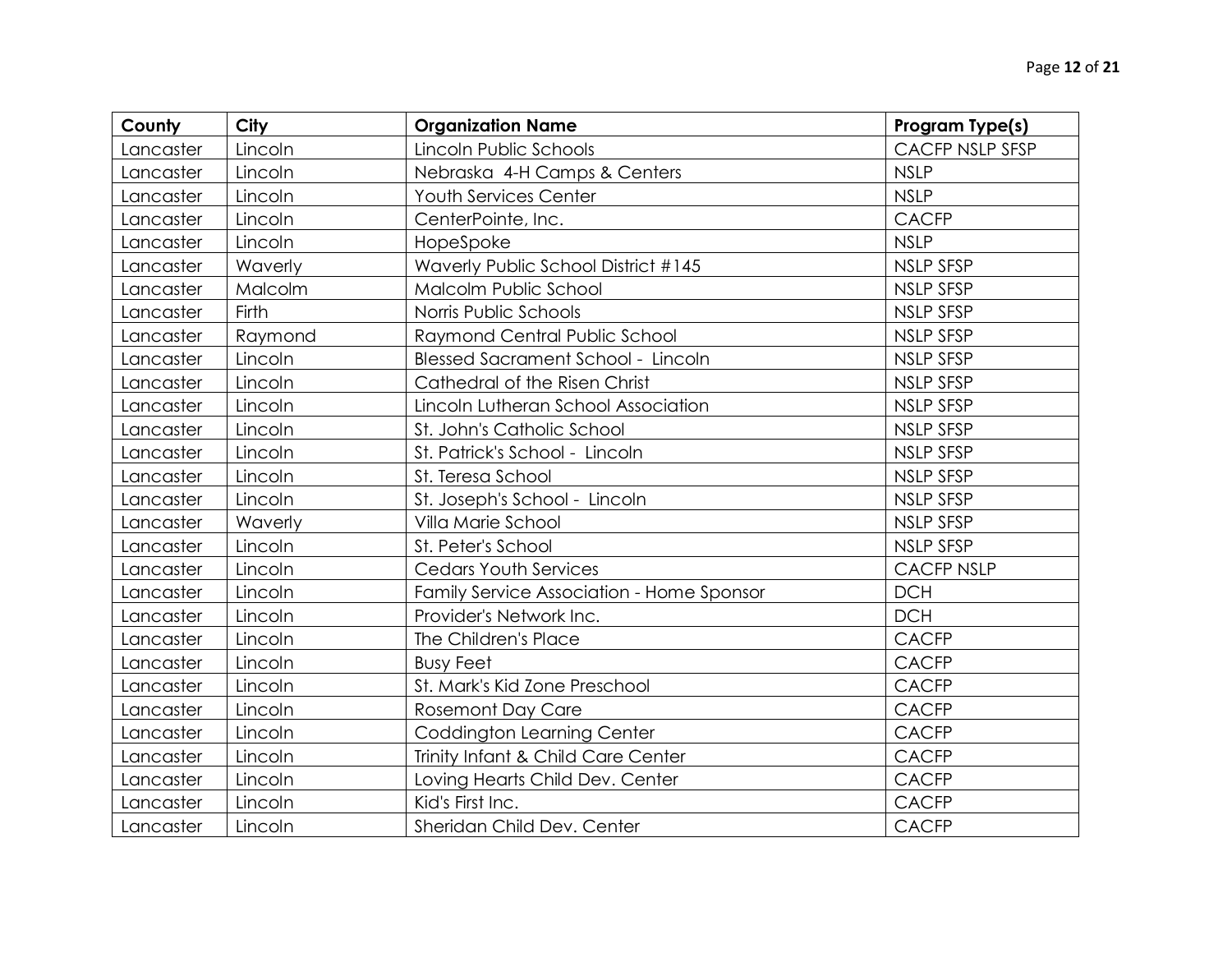| County | City | Organization Name | Program Type(s) |
| --- | --- | --- | --- |
| Lancaster | Lincoln | Lincoln Public Schools | CACFP NSLP SFSP |
| Lancaster | Lincoln | Nebraska 4-H Camps & Centers | NSLP |
| Lancaster | Lincoln | Youth Services Center | NSLP |
| Lancaster | Lincoln | CenterPointe, Inc. | CACFP |
| Lancaster | Lincoln | HopeSpoke | NSLP |
| Lancaster | Waverly | Waverly Public School District #145 | NSLP SFSP |
| Lancaster | Malcolm | Malcolm Public School | NSLP SFSP |
| Lancaster | Firth | Norris Public Schools | NSLP SFSP |
| Lancaster | Raymond | Raymond Central Public School | NSLP SFSP |
| Lancaster | Lincoln | Blessed Sacrament School - Lincoln | NSLP SFSP |
| Lancaster | Lincoln | Cathedral of the Risen Christ | NSLP SFSP |
| Lancaster | Lincoln | Lincoln Lutheran School Association | NSLP SFSP |
| Lancaster | Lincoln | St. John's Catholic School | NSLP SFSP |
| Lancaster | Lincoln | St. Patrick's School - Lincoln | NSLP SFSP |
| Lancaster | Lincoln | St. Teresa School | NSLP SFSP |
| Lancaster | Lincoln | St. Joseph's School - Lincoln | NSLP SFSP |
| Lancaster | Waverly | Villa Marie School | NSLP SFSP |
| Lancaster | Lincoln | St. Peter's School | NSLP SFSP |
| Lancaster | Lincoln | Cedars Youth Services | CACFP NSLP |
| Lancaster | Lincoln | Family Service Association - Home Sponsor | DCH |
| Lancaster | Lincoln | Provider's Network Inc. | DCH |
| Lancaster | Lincoln | The Children's Place | CACFP |
| Lancaster | Lincoln | Busy Feet | CACFP |
| Lancaster | Lincoln | St. Mark's Kid Zone Preschool | CACFP |
| Lancaster | Lincoln | Rosemont Day Care | CACFP |
| Lancaster | Lincoln | Coddington Learning Center | CACFP |
| Lancaster | Lincoln | Trinity Infant & Child Care Center | CACFP |
| Lancaster | Lincoln | Loving Hearts Child Dev. Center | CACFP |
| Lancaster | Lincoln | Kid's First Inc. | CACFP |
| Lancaster | Lincoln | Sheridan Child Dev. Center | CACFP |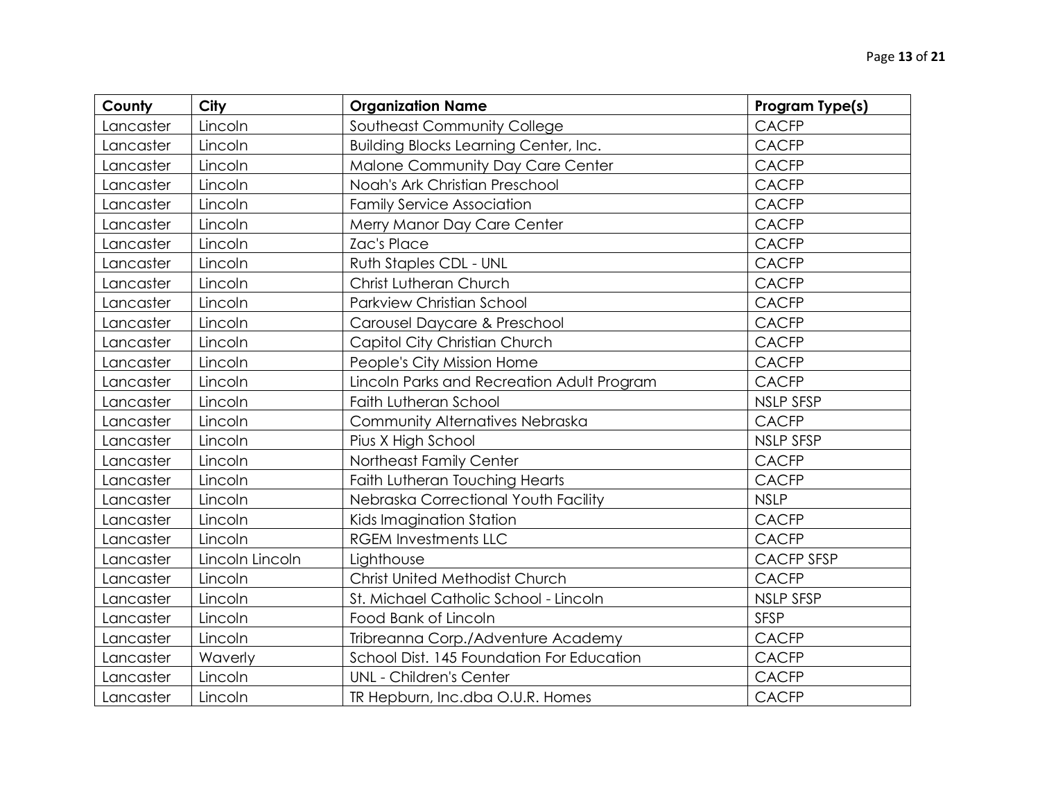| County | City | Organization Name | Program Type(s) |
| --- | --- | --- | --- |
| Lancaster | Lincoln | Southeast Community College | CACFP |
| Lancaster | Lincoln | Building Blocks Learning Center, Inc. | CACFP |
| Lancaster | Lincoln | Malone Community Day Care Center | CACFP |
| Lancaster | Lincoln | Noah's Ark Christian Preschool | CACFP |
| Lancaster | Lincoln | Family Service Association | CACFP |
| Lancaster | Lincoln | Merry Manor Day Care Center | CACFP |
| Lancaster | Lincoln | Zac's Place | CACFP |
| Lancaster | Lincoln | Ruth Staples CDL - UNL | CACFP |
| Lancaster | Lincoln | Christ Lutheran Church | CACFP |
| Lancaster | Lincoln | Parkview Christian School | CACFP |
| Lancaster | Lincoln | Carousel Daycare & Preschool | CACFP |
| Lancaster | Lincoln | Capitol City Christian Church | CACFP |
| Lancaster | Lincoln | People's City Mission Home | CACFP |
| Lancaster | Lincoln | Lincoln Parks and Recreation Adult Program | CACFP |
| Lancaster | Lincoln | Faith Lutheran School | NSLP SFSP |
| Lancaster | Lincoln | Community Alternatives Nebraska | CACFP |
| Lancaster | Lincoln | Pius X High School | NSLP SFSP |
| Lancaster | Lincoln | Northeast Family Center | CACFP |
| Lancaster | Lincoln | Faith Lutheran Touching Hearts | CACFP |
| Lancaster | Lincoln | Nebraska Correctional Youth Facility | NSLP |
| Lancaster | Lincoln | Kids Imagination Station | CACFP |
| Lancaster | Lincoln | RGEM Investments LLC | CACFP |
| Lancaster | Lincoln Lincoln | Lighthouse | CACFP SFSP |
| Lancaster | Lincoln | Christ United Methodist Church | CACFP |
| Lancaster | Lincoln | St. Michael Catholic School - Lincoln | NSLP SFSP |
| Lancaster | Lincoln | Food Bank of Lincoln | SFSP |
| Lancaster | Lincoln | Tribreanna Corp./Adventure Academy | CACFP |
| Lancaster | Waverly | School Dist. 145 Foundation For Education | CACFP |
| Lancaster | Lincoln | UNL - Children's Center | CACFP |
| Lancaster | Lincoln | TR Hepburn, Inc.dba O.U.R. Homes | CACFP |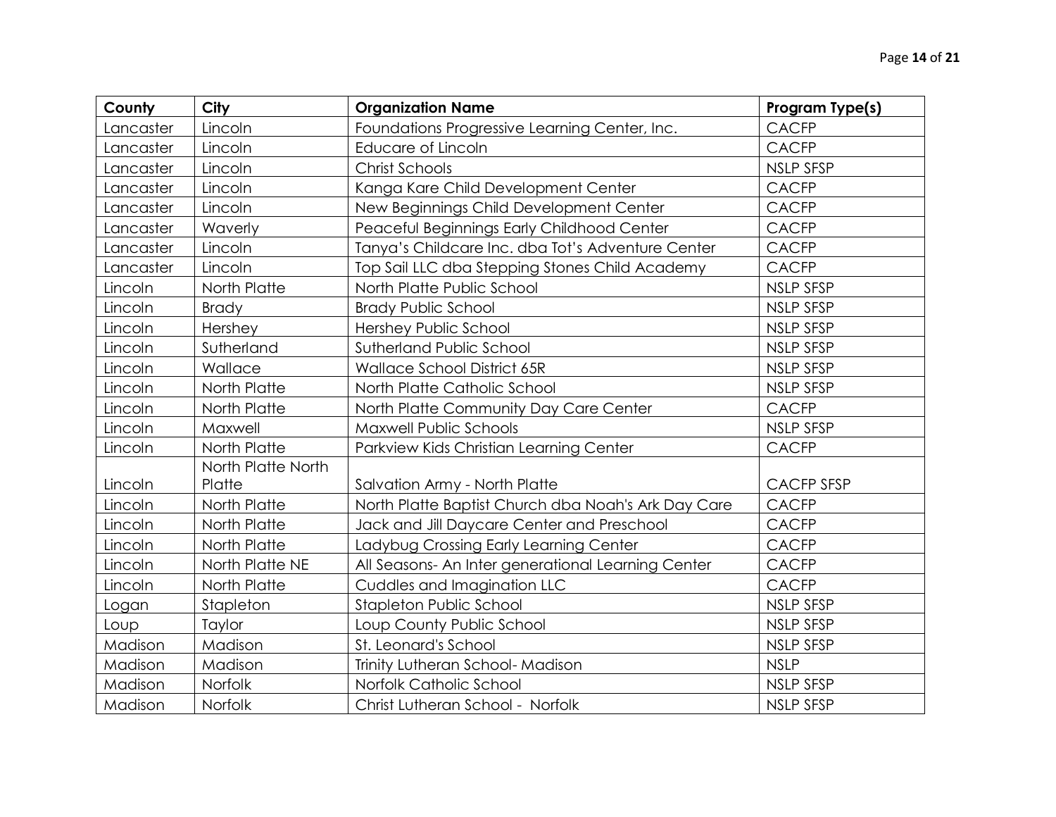| County | City | Organization Name | Program Type(s) |
|---|---|---|---|
| Lancaster | Lincoln | Foundations Progressive Learning Center, Inc. | CACFP |
| Lancaster | Lincoln | Educare of Lincoln | CACFP |
| Lancaster | Lincoln | Christ Schools | NSLP SFSP |
| Lancaster | Lincoln | Kanga Kare Child Development Center | CACFP |
| Lancaster | Lincoln | New Beginnings Child Development Center | CACFP |
| Lancaster | Waverly | Peaceful Beginnings Early Childhood Center | CACFP |
| Lancaster | Lincoln | Tanya's Childcare Inc. dba Tot's Adventure Center | CACFP |
| Lancaster | Lincoln | Top Sail LLC dba Stepping Stones Child Academy | CACFP |
| Lincoln | North Platte | North Platte Public School | NSLP SFSP |
| Lincoln | Brady | Brady Public School | NSLP SFSP |
| Lincoln | Hershey | Hershey Public School | NSLP SFSP |
| Lincoln | Sutherland | Sutherland Public School | NSLP SFSP |
| Lincoln | Wallace | Wallace School District 65R | NSLP SFSP |
| Lincoln | North Platte | North Platte Catholic School | NSLP SFSP |
| Lincoln | North Platte | North Platte Community Day Care Center | CACFP |
| Lincoln | Maxwell | Maxwell Public Schools | NSLP SFSP |
| Lincoln | North Platte | Parkview Kids Christian Learning Center | CACFP |
| Lincoln | North Platte North Platte | Salvation Army - North Platte | CACFP SFSP |
| Lincoln | North Platte | North Platte Baptist Church dba Noah's Ark Day Care | CACFP |
| Lincoln | North Platte | Jack and Jill Daycare Center and Preschool | CACFP |
| Lincoln | North Platte | Ladybug Crossing Early Learning Center | CACFP |
| Lincoln | North Platte NE | All Seasons- An Inter generational Learning Center | CACFP |
| Lincoln | North Platte | Cuddles and Imagination LLC | CACFP |
| Logan | Stapleton | Stapleton Public School | NSLP SFSP |
| Loup | Taylor | Loup County Public School | NSLP SFSP |
| Madison | Madison | St. Leonard's School | NSLP SFSP |
| Madison | Madison | Trinity Lutheran School- Madison | NSLP |
| Madison | Norfolk | Norfolk Catholic School | NSLP SFSP |
| Madison | Norfolk | Christ Lutheran School - Norfolk | NSLP SFSP |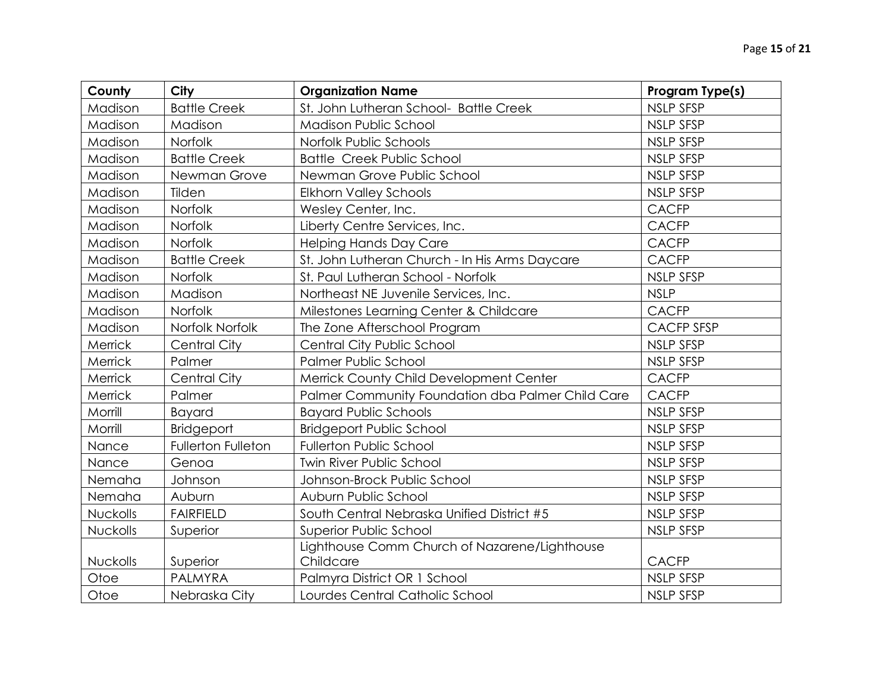| County | City | Organization Name | Program Type(s) |
|---|---|---|---|
| Madison | Battle Creek | St. John Lutheran School- Battle Creek | NSLP SFSP |
| Madison | Madison | Madison Public School | NSLP SFSP |
| Madison | Norfolk | Norfolk Public Schools | NSLP SFSP |
| Madison | Battle Creek | Battle Creek Public School | NSLP SFSP |
| Madison | Newman Grove | Newman Grove Public School | NSLP SFSP |
| Madison | Tilden | Elkhorn Valley Schools | NSLP SFSP |
| Madison | Norfolk | Wesley Center, Inc. | CACFP |
| Madison | Norfolk | Liberty Centre Services, Inc. | CACFP |
| Madison | Norfolk | Helping Hands Day Care | CACFP |
| Madison | Battle Creek | St. John Lutheran Church - In His Arms Daycare | CACFP |
| Madison | Norfolk | St. Paul Lutheran School - Norfolk | NSLP SFSP |
| Madison | Madison | Northeast NE Juvenile Services, Inc. | NSLP |
| Madison | Norfolk | Milestones Learning Center & Childcare | CACFP |
| Madison | Norfolk Norfolk | The Zone Afterschool Program | CACFP SFSP |
| Merrick | Central City | Central City Public School | NSLP SFSP |
| Merrick | Palmer | Palmer Public School | NSLP SFSP |
| Merrick | Central City | Merrick County Child Development Center | CACFP |
| Merrick | Palmer | Palmer Community Foundation dba Palmer Child Care | CACFP |
| Morrill | Bayard | Bayard Public Schools | NSLP SFSP |
| Morrill | Bridgeport | Bridgeport Public School | NSLP SFSP |
| Nance | Fullerton Fulleton | Fullerton Public School | NSLP SFSP |
| Nance | Genoa | Twin River Public School | NSLP SFSP |
| Nemaha | Johnson | Johnson-Brock Public School | NSLP SFSP |
| Nemaha | Auburn | Auburn Public School | NSLP SFSP |
| Nuckolls | FAIRFIELD | South Central Nebraska Unified District #5 | NSLP SFSP |
| Nuckolls | Superior | Superior Public School | NSLP SFSP |
| Nuckolls | Superior | Lighthouse Comm Church of Nazarene/Lighthouse Childcare | CACFP |
| Otoe | PALMYRA | Palmyra District OR 1 School | NSLP SFSP |
| Otoe | Nebraska City | Lourdes Central Catholic School | NSLP SFSP |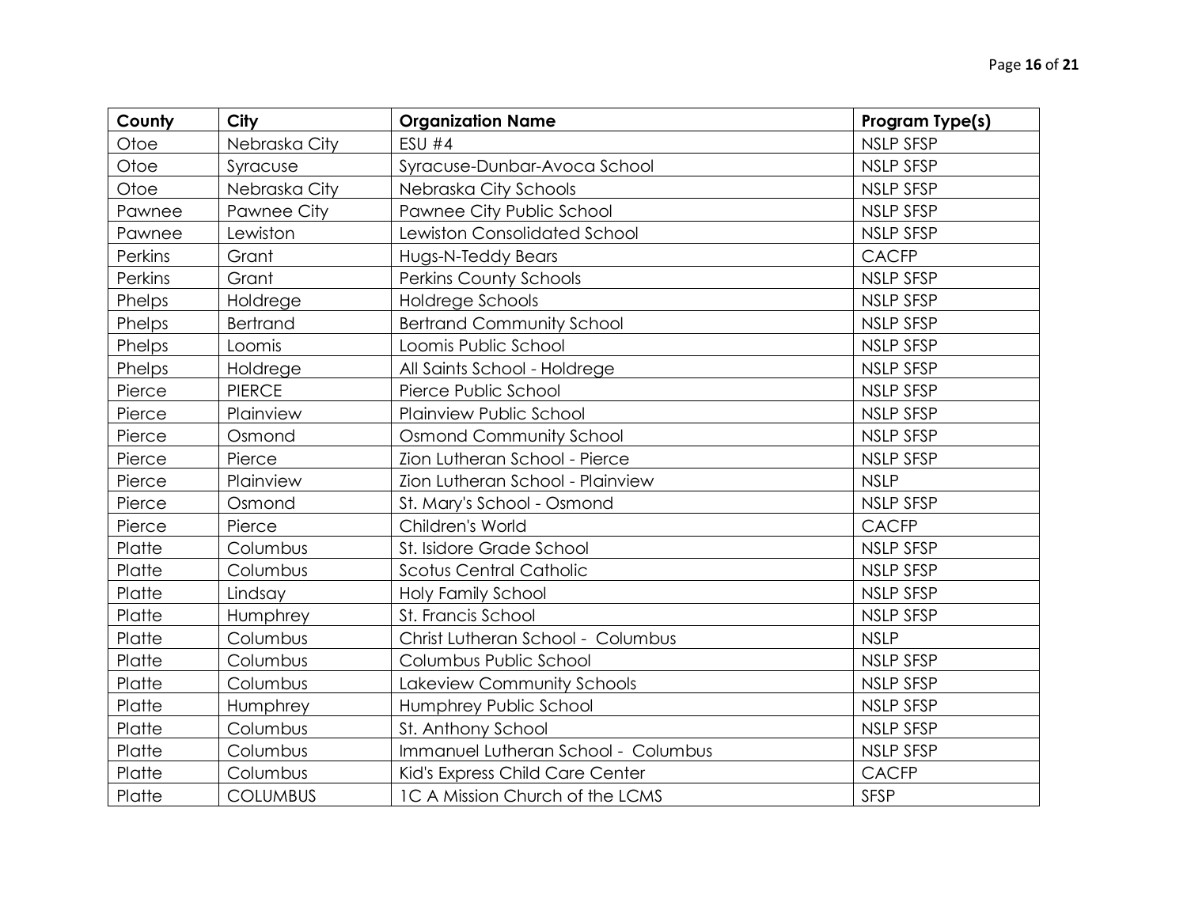| County | City | Organization Name | Program Type(s) |
| --- | --- | --- | --- |
| Otoe | Nebraska City | ESU #4 | NSLP SFSP |
| Otoe | Syracuse | Syracuse-Dunbar-Avoca School | NSLP SFSP |
| Otoe | Nebraska City | Nebraska City Schools | NSLP SFSP |
| Pawnee | Pawnee City | Pawnee City Public School | NSLP SFSP |
| Pawnee | Lewiston | Lewiston Consolidated School | NSLP SFSP |
| Perkins | Grant | Hugs-N-Teddy Bears | CACFP |
| Perkins | Grant | Perkins County Schools | NSLP SFSP |
| Phelps | Holdrege | Holdrege Schools | NSLP SFSP |
| Phelps | Bertrand | Bertrand Community School | NSLP SFSP |
| Phelps | Loomis | Loomis Public School | NSLP SFSP |
| Phelps | Holdrege | All Saints School - Holdrege | NSLP SFSP |
| Pierce | PIERCE | Pierce Public School | NSLP SFSP |
| Pierce | Plainview | Plainview Public School | NSLP SFSP |
| Pierce | Osmond | Osmond Community School | NSLP SFSP |
| Pierce | Pierce | Zion Lutheran School - Pierce | NSLP SFSP |
| Pierce | Plainview | Zion Lutheran School - Plainview | NSLP |
| Pierce | Osmond | St. Mary's School - Osmond | NSLP SFSP |
| Pierce | Pierce | Children's World | CACFP |
| Platte | Columbus | St. Isidore Grade School | NSLP SFSP |
| Platte | Columbus | Scotus Central Catholic | NSLP SFSP |
| Platte | Lindsay | Holy Family School | NSLP SFSP |
| Platte | Humphrey | St. Francis School | NSLP SFSP |
| Platte | Columbus | Christ Lutheran School - Columbus | NSLP |
| Platte | Columbus | Columbus Public School | NSLP SFSP |
| Platte | Columbus | Lakeview Community Schools | NSLP SFSP |
| Platte | Humphrey | Humphrey Public School | NSLP SFSP |
| Platte | Columbus | St. Anthony School | NSLP SFSP |
| Platte | Columbus | Immanuel Lutheran School - Columbus | NSLP SFSP |
| Platte | Columbus | Kid's Express Child Care Center | CACFP |
| Platte | COLUMBUS | 1C A Mission Church of the LCMS | SFSP |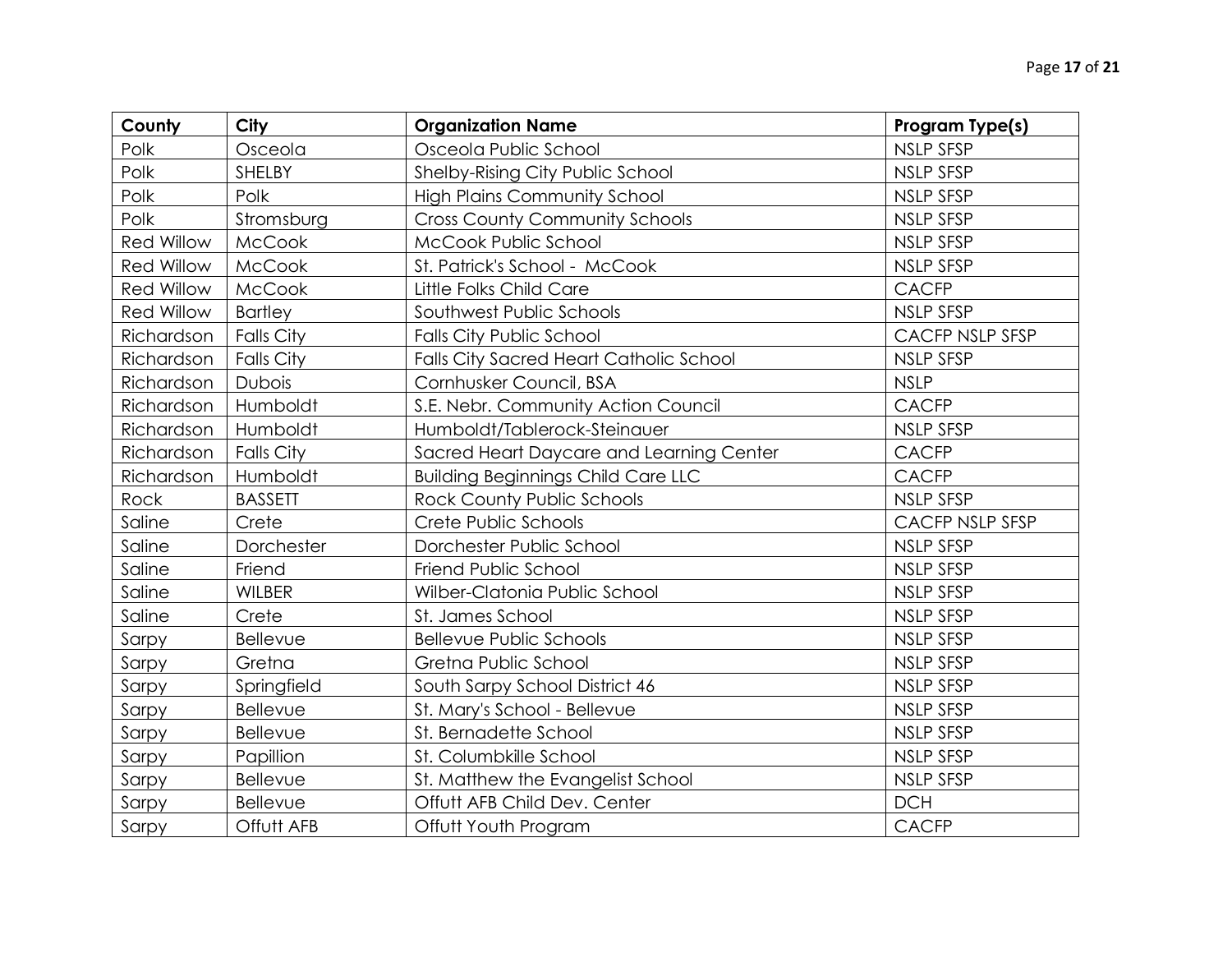| County | City | Organization Name | Program Type(s) |
|---|---|---|---|
| Polk | Osceola | Osceola Public School | NSLP SFSP |
| Polk | SHELBY | Shelby-Rising City Public School | NSLP SFSP |
| Polk | Polk | High Plains Community School | NSLP SFSP |
| Polk | Stromsburg | Cross County Community Schools | NSLP SFSP |
| Red Willow | McCook | McCook Public School | NSLP SFSP |
| Red Willow | McCook | St. Patrick's School - McCook | NSLP SFSP |
| Red Willow | McCook | Little Folks Child Care | CACFP |
| Red Willow | Bartley | Southwest Public Schools | NSLP SFSP |
| Richardson | Falls City | Falls City Public School | CACFP NSLP SFSP |
| Richardson | Falls City | Falls City Sacred Heart Catholic School | NSLP SFSP |
| Richardson | Dubois | Cornhusker Council, BSA | NSLP |
| Richardson | Humboldt | S.E. Nebr. Community Action Council | CACFP |
| Richardson | Humboldt | Humboldt/Tablerock-Steinauer | NSLP SFSP |
| Richardson | Falls City | Sacred Heart Daycare and Learning Center | CACFP |
| Richardson | Humboldt | Building Beginnings Child Care LLC | CACFP |
| Rock | BASSETT | Rock County Public Schools | NSLP SFSP |
| Saline | Crete | Crete Public Schools | CACFP NSLP SFSP |
| Saline | Dorchester | Dorchester Public School | NSLP SFSP |
| Saline | Friend | Friend Public School | NSLP SFSP |
| Saline | WILBER | Wilber-Clatonia Public School | NSLP SFSP |
| Saline | Crete | St. James School | NSLP SFSP |
| Sarpy | Bellevue | Bellevue Public Schools | NSLP SFSP |
| Sarpy | Gretna | Gretna Public School | NSLP SFSP |
| Sarpy | Springfield | South Sarpy School District 46 | NSLP SFSP |
| Sarpy | Bellevue | St. Mary's School - Bellevue | NSLP SFSP |
| Sarpy | Bellevue | St. Bernadette School | NSLP SFSP |
| Sarpy | Papillion | St. Columbkille School | NSLP SFSP |
| Sarpy | Bellevue | St. Matthew the Evangelist School | NSLP SFSP |
| Sarpy | Bellevue | Offutt AFB Child Dev. Center | DCH |
| Sarpy | Offutt AFB | Offutt Youth Program | CACFP |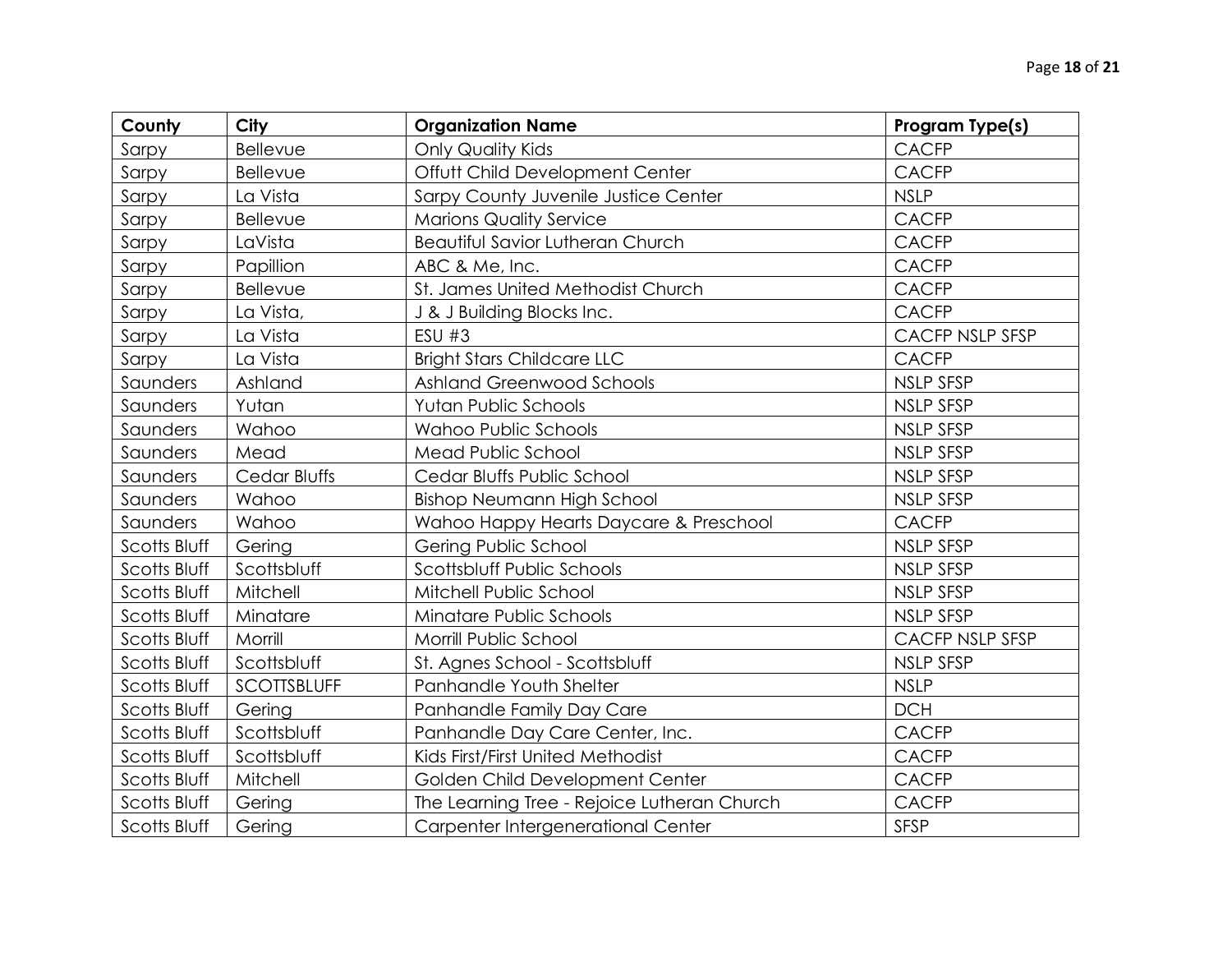| County | City | Organization Name | Program Type(s) |
|---|---|---|---|
| Sarpy | Bellevue | Only Quality Kids | CACFP |
| Sarpy | Bellevue | Offutt Child Development Center | CACFP |
| Sarpy | La Vista | Sarpy County Juvenile Justice Center | NSLP |
| Sarpy | Bellevue | Marions Quality Service | CACFP |
| Sarpy | LaVista | Beautiful Savior Lutheran Church | CACFP |
| Sarpy | Papillion | ABC & Me, Inc. | CACFP |
| Sarpy | Bellevue | St. James United Methodist Church | CACFP |
| Sarpy | La Vista, | J & J Building Blocks Inc. | CACFP |
| Sarpy | La Vista | ESU #3 | CACFP NSLP SFSP |
| Sarpy | La Vista | Bright Stars Childcare LLC | CACFP |
| Saunders | Ashland | Ashland Greenwood Schools | NSLP SFSP |
| Saunders | Yutan | Yutan Public Schools | NSLP SFSP |
| Saunders | Wahoo | Wahoo Public Schools | NSLP SFSP |
| Saunders | Mead | Mead Public School | NSLP SFSP |
| Saunders | Cedar Bluffs | Cedar Bluffs Public School | NSLP SFSP |
| Saunders | Wahoo | Bishop Neumann High School | NSLP SFSP |
| Saunders | Wahoo | Wahoo Happy Hearts Daycare & Preschool | CACFP |
| Scotts Bluff | Gering | Gering Public School | NSLP SFSP |
| Scotts Bluff | Scottsbluff | Scottsbluff Public Schools | NSLP SFSP |
| Scotts Bluff | Mitchell | Mitchell Public School | NSLP SFSP |
| Scotts Bluff | Minatare | Minatare Public Schools | NSLP SFSP |
| Scotts Bluff | Morrill | Morrill Public School | CACFP NSLP SFSP |
| Scotts Bluff | Scottsbluff | St. Agnes School - Scottsbluff | NSLP SFSP |
| Scotts Bluff | SCOTTSBLUFF | Panhandle Youth Shelter | NSLP |
| Scotts Bluff | Gering | Panhandle Family Day Care | DCH |
| Scotts Bluff | Scottsbluff | Panhandle Day Care Center, Inc. | CACFP |
| Scotts Bluff | Scottsbluff | Kids First/First United Methodist | CACFP |
| Scotts Bluff | Mitchell | Golden Child Development Center | CACFP |
| Scotts Bluff | Gering | The Learning Tree - Rejoice Lutheran Church | CACFP |
| Scotts Bluff | Gering | Carpenter Intergenerational Center | SFSP |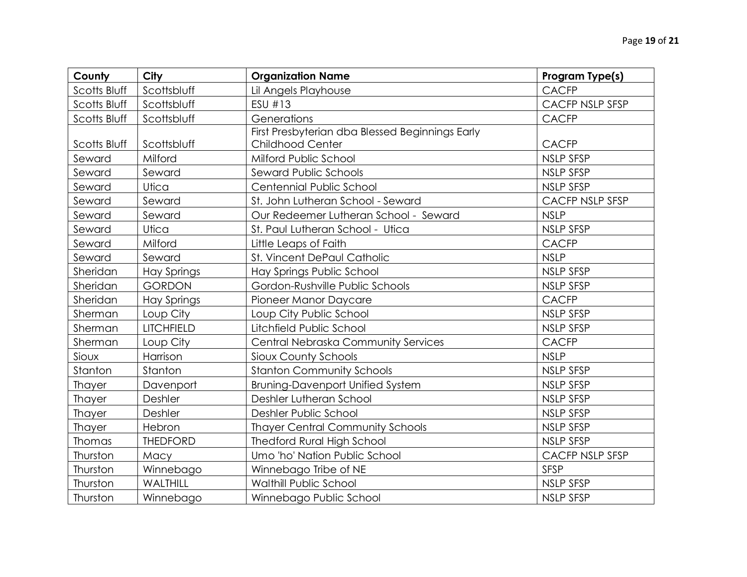| County | City | Organization Name | Program Type(s) |
|---|---|---|---|
| Scotts Bluff | Scottsbluff | Lil Angels Playhouse | CACFP |
| Scotts Bluff | Scottsbluff | ESU #13 | CACFP NSLP SFSP |
| Scotts Bluff | Scottsbluff | Generations | CACFP |
| Scotts Bluff | Scottsbluff | First Presbyterian dba Blessed Beginnings Early Childhood Center | CACFP |
| Seward | Milford | Milford Public School | NSLP SFSP |
| Seward | Seward | Seward Public Schools | NSLP SFSP |
| Seward | Utica | Centennial Public School | NSLP SFSP |
| Seward | Seward | St. John Lutheran School - Seward | CACFP NSLP SFSP |
| Seward | Seward | Our Redeemer Lutheran School - Seward | NSLP |
| Seward | Utica | St. Paul Lutheran School - Utica | NSLP SFSP |
| Seward | Milford | Little Leaps of Faith | CACFP |
| Seward | Seward | St. Vincent DePaul Catholic | NSLP |
| Sheridan | Hay Springs | Hay Springs Public School | NSLP SFSP |
| Sheridan | GORDON | Gordon-Rushville Public Schools | NSLP SFSP |
| Sheridan | Hay Springs | Pioneer Manor Daycare | CACFP |
| Sherman | Loup City | Loup City Public School | NSLP SFSP |
| Sherman | LITCHFIELD | Litchfield Public School | NSLP SFSP |
| Sherman | Loup City | Central Nebraska Community Services | CACFP |
| Sioux | Harrison | Sioux County Schools | NSLP |
| Stanton | Stanton | Stanton Community Schools | NSLP SFSP |
| Thayer | Davenport | Bruning-Davenport Unified System | NSLP SFSP |
| Thayer | Deshler | Deshler Lutheran School | NSLP SFSP |
| Thayer | Deshler | Deshler Public School | NSLP SFSP |
| Thayer | Hebron | Thayer Central Community Schools | NSLP SFSP |
| Thomas | THEDFORD | Thedford Rural High School | NSLP SFSP |
| Thurston | Macy | Umo 'ho' Nation Public School | CACFP NSLP SFSP |
| Thurston | Winnebago | Winnebago Tribe of NE | SFSP |
| Thurston | WALTHILL | Walthill Public School | NSLP SFSP |
| Thurston | Winnebago | Winnebago Public School | NSLP SFSP |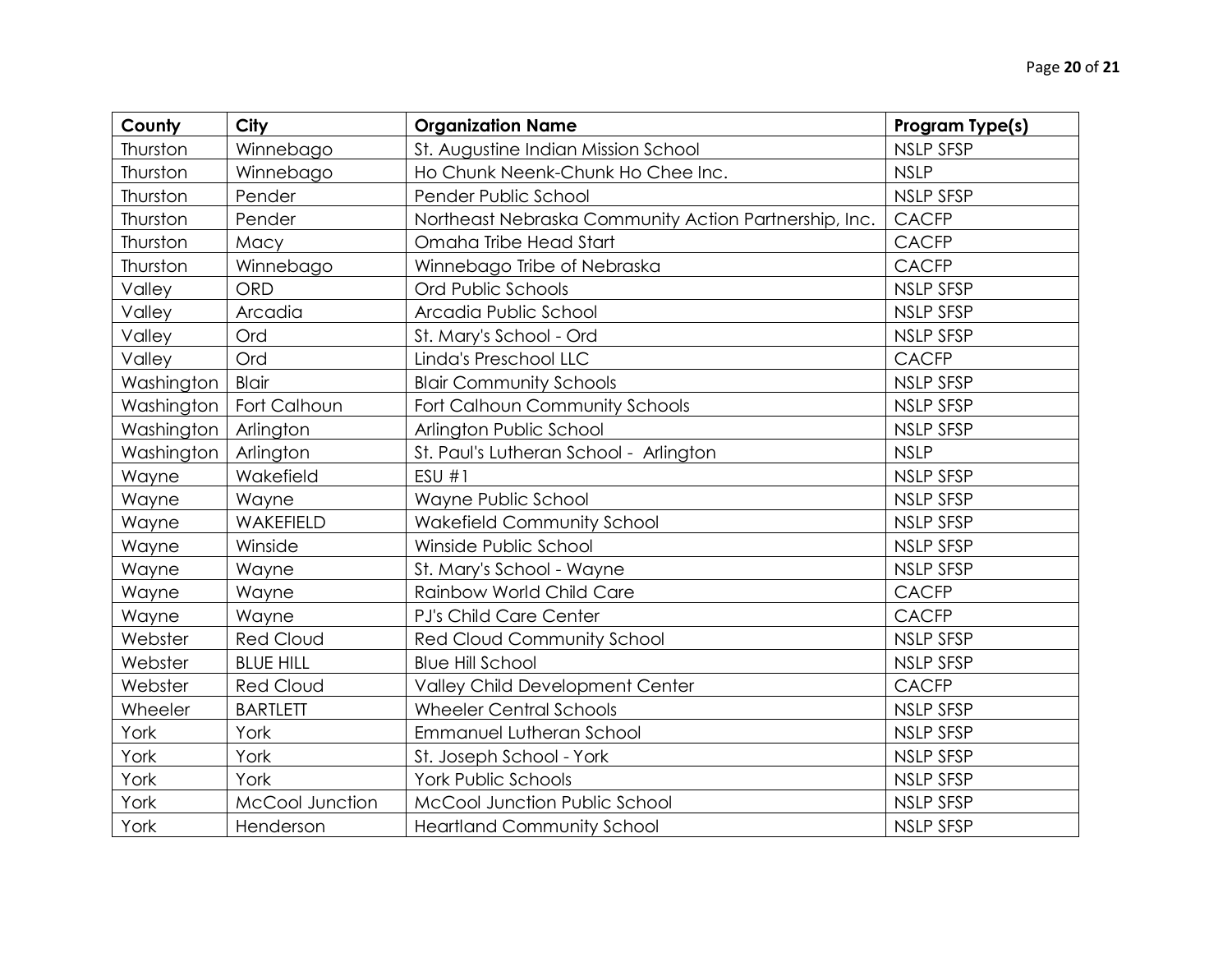| County | City | Organization Name | Program Type(s) |
| --- | --- | --- | --- |
| Thurston | Winnebago | St. Augustine Indian Mission School | NSLP SFSP |
| Thurston | Winnebago | Ho Chunk Neenk-Chunk Ho Chee Inc. | NSLP |
| Thurston | Pender | Pender Public School | NSLP SFSP |
| Thurston | Pender | Northeast Nebraska Community Action Partnership, Inc. | CACFP |
| Thurston | Macy | Omaha Tribe Head Start | CACFP |
| Thurston | Winnebago | Winnebago Tribe of Nebraska | CACFP |
| Valley | ORD | Ord Public Schools | NSLP SFSP |
| Valley | Arcadia | Arcadia Public School | NSLP SFSP |
| Valley | Ord | St. Mary's School - Ord | NSLP SFSP |
| Valley | Ord | Linda's Preschool LLC | CACFP |
| Washington | Blair | Blair Community Schools | NSLP SFSP |
| Washington | Fort Calhoun | Fort Calhoun Community Schools | NSLP SFSP |
| Washington | Arlington | Arlington Public School | NSLP SFSP |
| Washington | Arlington | St. Paul's Lutheran School - Arlington | NSLP |
| Wayne | Wakefield | ESU #1 | NSLP SFSP |
| Wayne | Wayne | Wayne Public School | NSLP SFSP |
| Wayne | WAKEFIELD | Wakefield Community School | NSLP SFSP |
| Wayne | Winside | Winside Public School | NSLP SFSP |
| Wayne | Wayne | St. Mary's School - Wayne | NSLP SFSP |
| Wayne | Wayne | Rainbow World Child Care | CACFP |
| Wayne | Wayne | PJ's Child Care Center | CACFP |
| Webster | Red Cloud | Red Cloud Community School | NSLP SFSP |
| Webster | BLUE HILL | Blue Hill School | NSLP SFSP |
| Webster | Red Cloud | Valley Child Development Center | CACFP |
| Wheeler | BARTLETT | Wheeler Central Schools | NSLP SFSP |
| York | York | Emmanuel Lutheran School | NSLP SFSP |
| York | York | St. Joseph School - York | NSLP SFSP |
| York | York | York Public Schools | NSLP SFSP |
| York | McCool Junction | McCool Junction Public School | NSLP SFSP |
| York | Henderson | Heartland Community School | NSLP SFSP |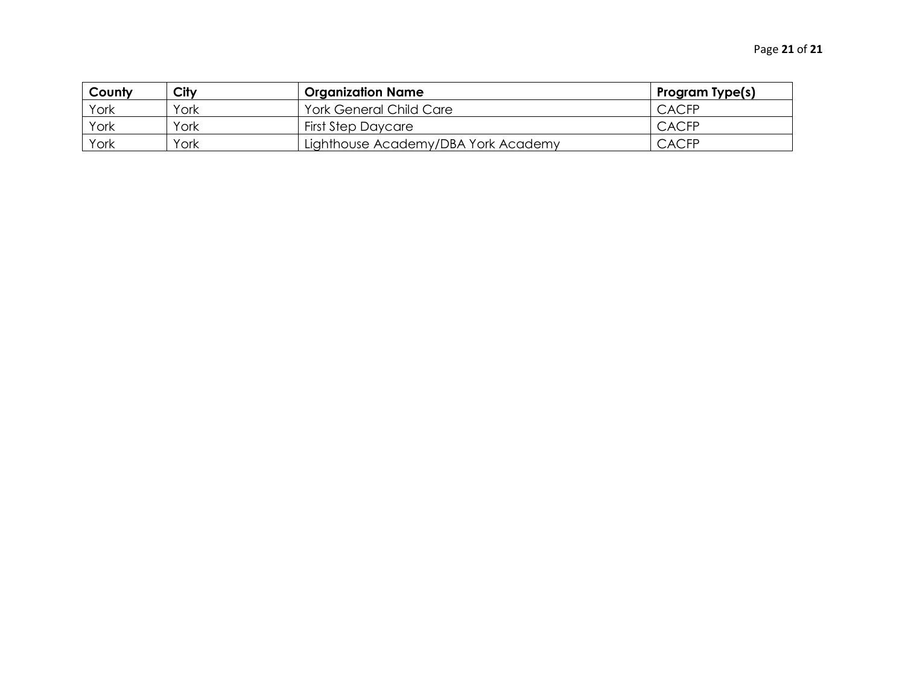| County | City | Organization Name | Program Type(s) |
|---|---|---|---|
| York | York | York General Child Care | CACFP |
| York | York | First Step Daycare | CACFP |
| York | York | Lighthouse Academy/DBA York Academy | CACFP |